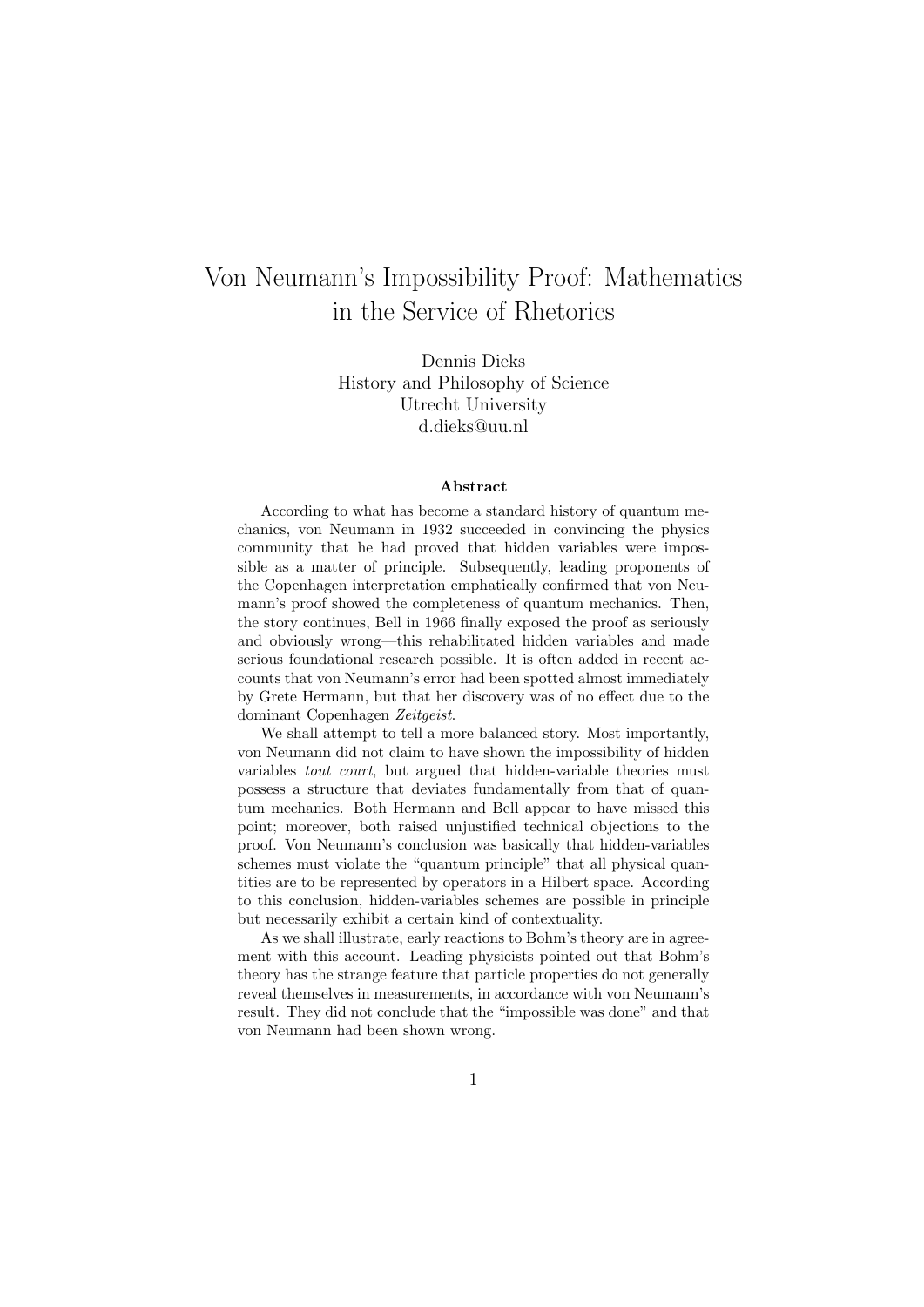# Von Neumann's Impossibility Proof: Mathematics in the Service of Rhetorics

Dennis Dieks
History and Philosophy of Science
Utrecht University
d.dieks@uu.nl

### Abstract

According to what has become a standard history of quantum mechanics, von Neumann in 1932 succeeded in convincing the physics community that he had proved that hidden variables were impossible as a matter of principle. Subsequently, leading proponents of the Copenhagen interpretation emphatically confirmed that von Neumann's proof showed the completeness of quantum mechanics. Then, the story continues, Bell in 1966 finally exposed the proof as seriously and obviously wrong—this rehabilitated hidden variables and made serious foundational research possible. It is often added in recent accounts that von Neumann's error had been spotted almost immediately by Grete Hermann, but that her discovery was of no effect due to the dominant Copenhagen *Zeitgeist*.

We shall attempt to tell a more balanced story. Most importantly, von Neumann did not claim to have shown the impossibility of hidden variables *tout court*, but argued that hidden-variable theories must possess a structure that deviates fundamentally from that of quantum mechanics. Both Hermann and Bell appear to have missed this point; moreover, both raised unjustified technical objections to the proof. Von Neumann's conclusion was basically that hidden-variables schemes must violate the "quantum principle" that all physical quantities are to be represented by operators in a Hilbert space. According to this conclusion, hidden-variables schemes are possible in principle but necessarily exhibit a certain kind of contextuality.

As we shall illustrate, early reactions to Bohm's theory are in agreement with this account. Leading physicists pointed out that Bohm's theory has the strange feature that particle properties do not generally reveal themselves in measurements, in accordance with von Neumann's result. They did not conclude that the "impossible was done" and that von Neumann had been shown wrong.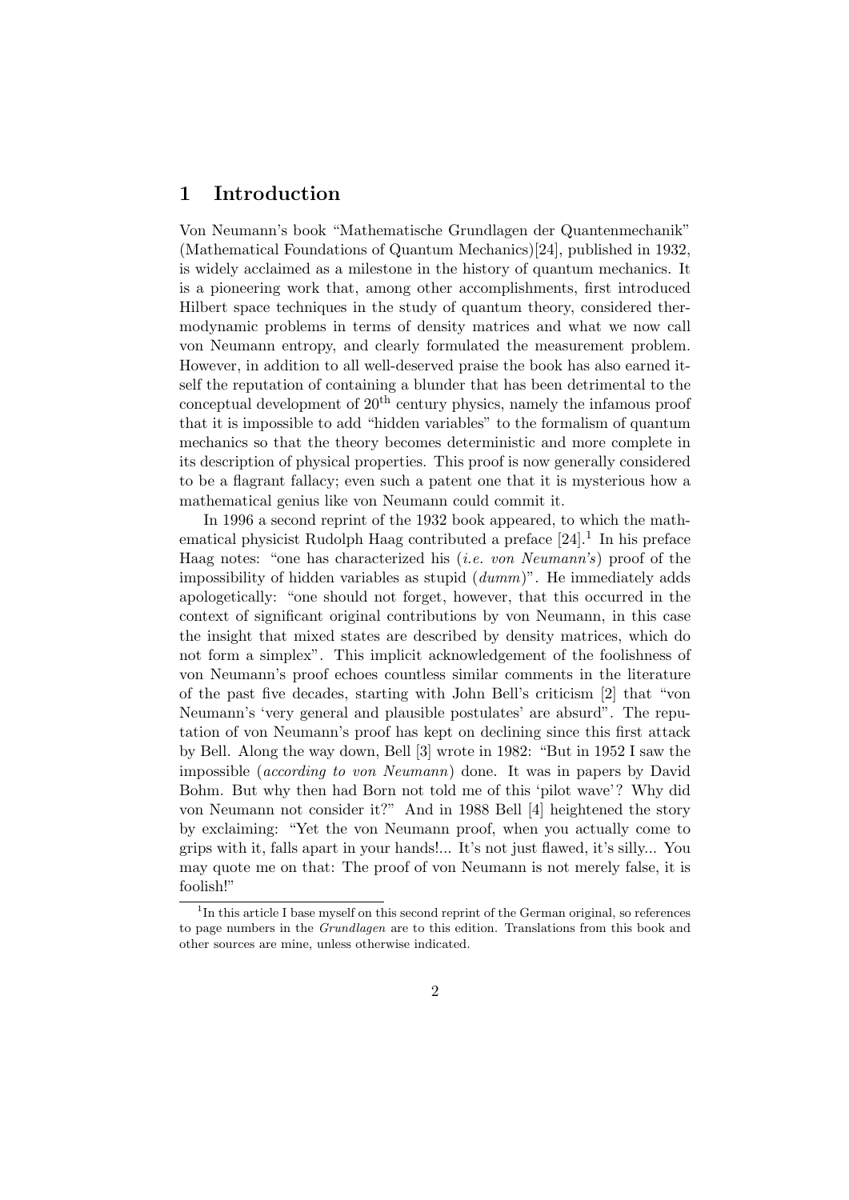## 1 Introduction

Von Neumann's book "Mathematische Grundlagen der Quantenmechanik" (Mathematical Foundations of Quantum Mechanics)[24], published in 1932, is widely acclaimed as a milestone in the history of quantum mechanics. It is a pioneering work that, among other accomplishments, first introduced Hilbert space techniques in the study of quantum theory, considered thermodynamic problems in terms of density matrices and what we now call von Neumann entropy, and clearly formulated the measurement problem. However, in addition to all well-deserved praise the book has also earned itself the reputation of containing a blunder that has been detrimental to the conceptual development of 20$^{\text{th}}$ century physics, namely the infamous proof that it is impossible to add "hidden variables" to the formalism of quantum mechanics so that the theory becomes deterministic and more complete in its description of physical properties. This proof is now generally considered to be a flagrant fallacy; even such a patent one that it is mysterious how a mathematical genius like von Neumann could commit it.

In 1996 a second reprint of the 1932 book appeared, to which the mathematical physicist Rudolph Haag contributed a preface [24].[1] In his preface Haag notes: "one has characterized his (*i.e. von Neumann's*) proof of the impossibility of hidden variables as stupid (*dumm*)". He immediately adds apologetically: "one should not forget, however, that this occurred in the context of significant original contributions by von Neumann, in this case the insight that mixed states are described by density matrices, which do not form a simplex". This implicit acknowledgement of the foolishness of von Neumann's proof echoes countless similar comments in the literature of the past five decades, starting with John Bell's criticism [2] that "von Neumann's 'very general and plausible postulates' are absurd". The reputation of von Neumann's proof has kept on declining since this first attack by Bell. Along the way down, Bell [3] wrote in 1982: "But in 1952 I saw the impossible (*according to von Neumann*) done. It was in papers by David Bohm. But why then had Born not told me of this 'pilot wave'? Why did von Neumann not consider it?" And in 1988 Bell [4] heightened the story by exclaiming: "Yet the von Neumann proof, when you actually come to grips with it, falls apart in your hands!... It's not just flawed, it's silly... You may quote me on that: The proof of von Neumann is not merely false, it is foolish!"

[1] In this article I base myself on this second reprint of the German original, so references to page numbers in the *Grundlagen* are to this edition. Translations from this book and other sources are mine, unless otherwise indicated.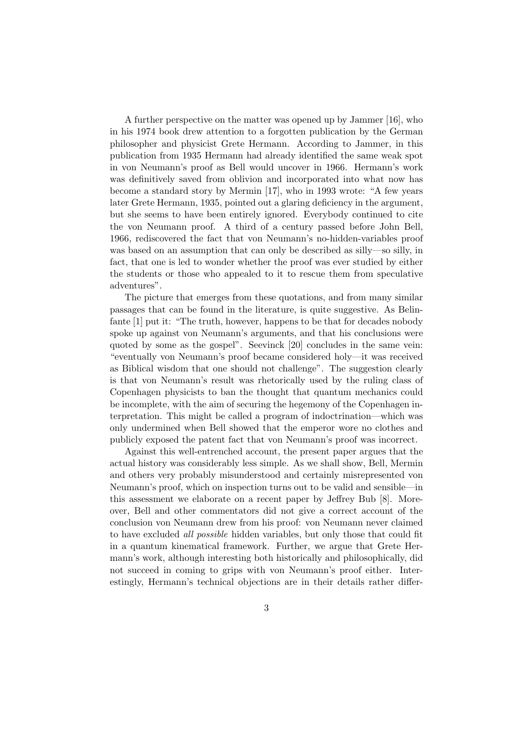A further perspective on the matter was opened up by Jammer [16], who in his 1974 book drew attention to a forgotten publication by the German philosopher and physicist Grete Hermann. According to Jammer, in this publication from 1935 Hermann had already identified the same weak spot in von Neumann's proof as Bell would uncover in 1966. Hermann's work was definitively saved from oblivion and incorporated into what now has become a standard story by Mermin [17], who in 1993 wrote: "A few years later Grete Hermann, 1935, pointed out a glaring deficiency in the argument, but she seems to have been entirely ignored. Everybody continued to cite the von Neumann proof. A third of a century passed before John Bell, 1966, rediscovered the fact that von Neumann's no-hidden-variables proof was based on an assumption that can only be described as silly—so silly, in fact, that one is led to wonder whether the proof was ever studied by either the students or those who appealed to it to rescue them from speculative adventures".

The picture that emerges from these quotations, and from many similar passages that can be found in the literature, is quite suggestive. As Belinfante [1] put it: "The truth, however, happens to be that for decades nobody spoke up against von Neumann's arguments, and that his conclusions were quoted by some as the gospel". Seevinck [20] concludes in the same vein: "eventually von Neumann's proof became considered holy—it was received as Biblical wisdom that one should not challenge". The suggestion clearly is that von Neumann's result was rhetorically used by the ruling class of Copenhagen physicists to ban the thought that quantum mechanics could be incomplete, with the aim of securing the hegemony of the Copenhagen interpretation. This might be called a program of indoctrination—which was only undermined when Bell showed that the emperor wore no clothes and publicly exposed the patent fact that von Neumann's proof was incorrect.

Against this well-entrenched account, the present paper argues that the actual history was considerably less simple. As we shall show, Bell, Mermin and others very probably misunderstood and certainly misrepresented von Neumann's proof, which on inspection turns out to be valid and sensible—in this assessment we elaborate on a recent paper by Jeffrey Bub [8]. Moreover, Bell and other commentators did not give a correct account of the conclusion von Neumann drew from his proof: von Neumann never claimed to have excluded *all possible* hidden variables, but only those that could fit in a quantum kinematical framework. Further, we argue that Grete Hermann's work, although interesting both historically and philosophically, did not succeed in coming to grips with von Neumann's proof either. Interestingly, Hermann's technical objections are in their details rather differ-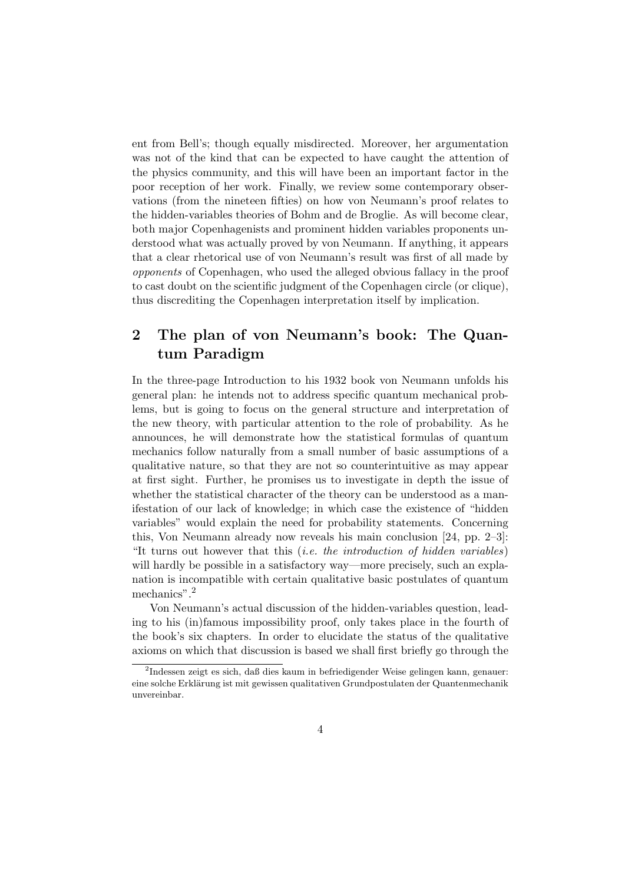ent from Bell's; though equally misdirected. Moreover, her argumentation was not of the kind that can be expected to have caught the attention of the physics community, and this will have been an important factor in the poor reception of her work. Finally, we review some contemporary observations (from the nineteen fifties) on how von Neumann's proof relates to the hidden-variables theories of Bohm and de Broglie. As will become clear, both major Copenhagenists and prominent hidden variables proponents understood what was actually proved by von Neumann. If anything, it appears that a clear rhetorical use of von Neumann's result was first of all made by *opponents* of Copenhagen, who used the alleged obvious fallacy in the proof to cast doubt on the scientific judgment of the Copenhagen circle (or clique), thus discrediting the Copenhagen interpretation itself by implication.

## 2 The plan of von Neumann's book: The Quantum Paradigm

In the three-page Introduction to his 1932 book von Neumann unfolds his general plan: he intends not to address specific quantum mechanical problems, but is going to focus on the general structure and interpretation of the new theory, with particular attention to the role of probability. As he announces, he will demonstrate how the statistical formulas of quantum mechanics follow naturally from a small number of basic assumptions of a qualitative nature, so that they are not so counterintuitive as may appear at first sight. Further, he promises us to investigate in depth the issue of whether the statistical character of the theory can be understood as a manifestation of our lack of knowledge; in which case the existence of "hidden variables" would explain the need for probability statements. Concerning this, Von Neumann already now reveals his main conclusion [24, pp. 2–3]: "It turns out however that this (*i.e. the introduction of hidden variables*) will hardly be possible in a satisfactory way—more precisely, such an explanation is incompatible with certain qualitative basic postulates of quantum mechanics".[2]

Von Neumann's actual discussion of the hidden-variables question, leading to his (in)famous impossibility proof, only takes place in the fourth of the book's six chapters. In order to elucidate the status of the qualitative axioms on which that discussion is based we shall first briefly go through the

[2] Indessen zeigt es sich, daß dies kaum in befriedigender Weise gelingen kann, genauer: eine solche Erklärung ist mit gewissen qualitativen Grundpostulaten der Quantenmechanik unvereinbar.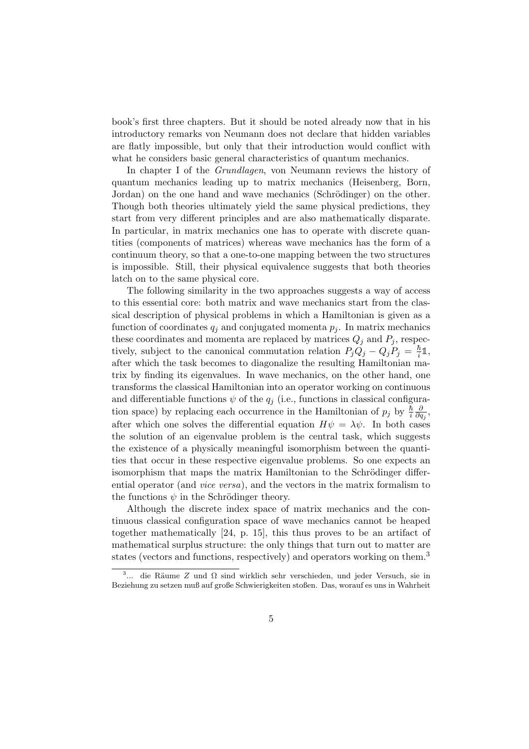book's first three chapters. But it should be noted already now that in his introductory remarks von Neumann does not declare that hidden variables are flatly impossible, but only that their introduction would conflict with what he considers basic general characteristics of quantum mechanics.

In chapter I of the *Grundlagen*, von Neumann reviews the history of quantum mechanics leading up to matrix mechanics (Heisenberg, Born, Jordan) on the one hand and wave mechanics (Schrödinger) on the other. Though both theories ultimately yield the same physical predictions, they start from very different principles and are also mathematically disparate. In particular, in matrix mechanics one has to operate with discrete quantities (components of matrices) whereas wave mechanics has the form of a continuum theory, so that a one-to-one mapping between the two structures is impossible. Still, their physical equivalence suggests that both theories latch on to the same physical core.

The following similarity in the two approaches suggests a way of access to this essential core: both matrix and wave mechanics start from the classical description of physical problems in which a Hamiltonian is given as a function of coordinates $q_j$ and conjugated momenta $p_j$. In matrix mechanics these coordinates and momenta are replaced by matrices $Q_j$ and $P_j$, respectively, subject to the canonical commutation relation $P_jQ_j - Q_jP_j = \frac{\hbar}{i}\mathbb{1}$, after which the task becomes to diagonalize the resulting Hamiltonian matrix by finding its eigenvalues. In wave mechanics, on the other hand, one transforms the classical Hamiltonian into an operator working on continuous and differentiable functions $\psi$ of the $q_j$ (i.e., functions in classical configuration space) by replacing each occurrence in the Hamiltonian of $p_j$ by $\frac{\hbar}{i}\frac{\partial}{\partial q_j}$, after which one solves the differential equation $H\psi = \lambda\psi$. In both cases the solution of an eigenvalue problem is the central task, which suggests the existence of a physically meaningful isomorphism between the quantities that occur in these respective eigenvalue problems. So one expects an isomorphism that maps the matrix Hamiltonian to the Schrödinger differential operator (and *vice versa*), and the vectors in the matrix formalism to the functions $\psi$ in the Schrödinger theory.

Although the discrete index space of matrix mechanics and the continuous classical configuration space of wave mechanics cannot be heaped together mathematically [24, p. 15], this thus proves to be an artifact of mathematical surplus structure: the only things that turn out to matter are states (vectors and functions, respectively) and operators working on them.[3]

[3]... die Räume $Z$ und $\Omega$ sind wirklich sehr verschieden, und jeder Versuch, sie in Beziehung zu setzen muß auf große Schwierigkeiten stoßen. Das, worauf es uns in Wahrheit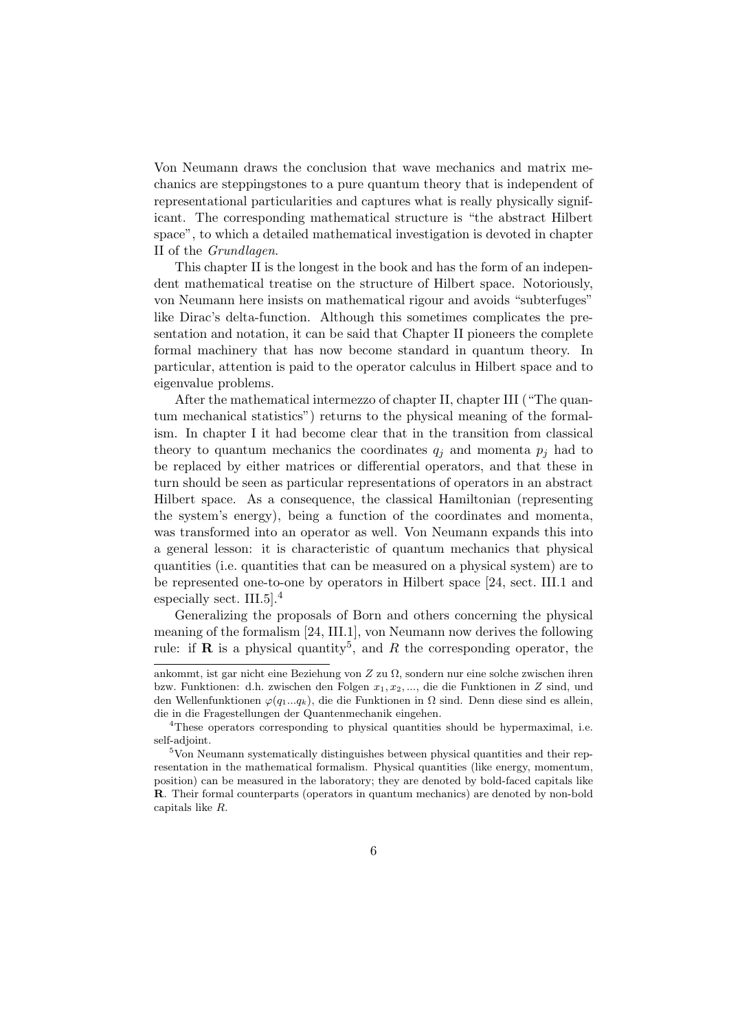Von Neumann draws the conclusion that wave mechanics and matrix mechanics are steppingstones to a pure quantum theory that is independent of representational particularities and captures what is really physically significant. The corresponding mathematical structure is "the abstract Hilbert space", to which a detailed mathematical investigation is devoted in chapter II of the *Grundlagen*.

This chapter II is the longest in the book and has the form of an independent mathematical treatise on the structure of Hilbert space. Notoriously, von Neumann here insists on mathematical rigour and avoids "subterfuges" like Dirac's delta-function. Although this sometimes complicates the presentation and notation, it can be said that Chapter II pioneers the complete formal machinery that has now become standard in quantum theory. In particular, attention is paid to the operator calculus in Hilbert space and to eigenvalue problems.

After the mathematical intermezzo of chapter II, chapter III ("The quantum mechanical statistics") returns to the physical meaning of the formalism. In chapter I it had become clear that in the transition from classical theory to quantum mechanics the coordinates $q_j$ and momenta $p_j$ had to be replaced by either matrices or differential operators, and that these in turn should be seen as particular representations of operators in an abstract Hilbert space. As a consequence, the classical Hamiltonian (representing the system's energy), being a function of the coordinates and momenta, was transformed into an operator as well. Von Neumann expands this into a general lesson: it is characteristic of quantum mechanics that physical quantities (i.e. quantities that can be measured on a physical system) are to be represented one-to-one by operators in Hilbert space [24, sect. III.1 and especially sect. III.5].[4]

Generalizing the proposals of Born and others concerning the physical meaning of the formalism [24, III.1], von Neumann now derives the following rule: if $\mathbf{R}$ is a physical quantity[5], and $R$ the corresponding operator, the

---

ankommt, ist gar nicht eine Beziehung von $Z$ zu $\Omega$, sondern nur eine solche zwischen ihren bzw. Funktionen: d.h. zwischen den Folgen $x_1, x_2, ...$, die die Funktionen in $Z$ sind, und den Wellenfunktionen $\varphi(q_1...q_k)$, die die Funktionen in $\Omega$ sind. Denn diese sind es allein, die in die Fragestellungen der Quantenmechanik eingehen.

[4] These operators corresponding to physical quantities should be hypermaximal, i.e. self-adjoint.

[5] Von Neumann systematically distinguishes between physical quantities and their representation in the mathematical formalism. Physical quantities (like energy, momentum, position) can be measured in the laboratory; they are denoted by bold-faced capitals like $\mathbf{R}$. Their formal counterparts (operators in quantum mechanics) are denoted by non-bold capitals like $R$.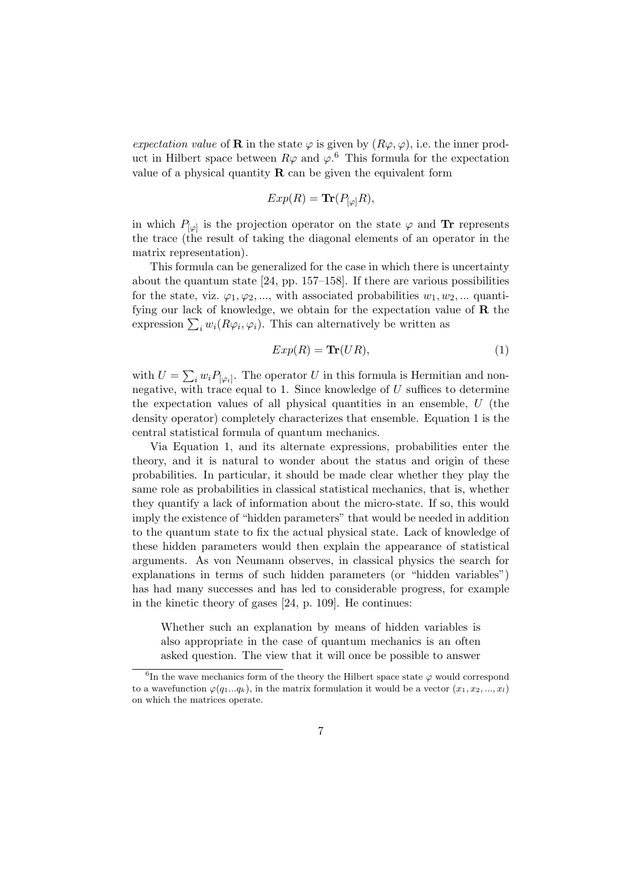*expectation value* of $\mathbf{R}$ in the state $\varphi$ is given by $(R\varphi, \varphi)$, i.e. the inner product in Hilbert space between $R\varphi$ and $\varphi$.[6] This formula for the expectation value of a physical quantity $\mathbf{R}$ can be given the equivalent form

$$Exp(R) = \mathbf{Tr}(P_{[\varphi]}R),$$

in which $P_{[\varphi]}$ is the projection operator on the state $\varphi$ and $\mathbf{Tr}$ represents the trace (the result of taking the diagonal elements of an operator in the matrix representation).

This formula can be generalized for the case in which there is uncertainty about the quantum state [24, pp. 157–158]. If there are various possibilities for the state, viz. $\varphi_1, \varphi_2, \ldots$, with associated probabilities $w_1, w_2, \ldots$ quantifying our lack of knowledge, we obtain for the expectation value of $\mathbf{R}$ the expression $\sum_i w_i(R\varphi_i, \varphi_i)$. This can alternatively be written as

$$Exp(R) = \mathbf{Tr}(UR), \tag{1}$$

with $U = \sum_i w_i P_{[\varphi_i]}$. The operator $U$ in this formula is Hermitian and non-negative, with trace equal to 1. Since knowledge of $U$ suffices to determine the expectation values of all physical quantities in an ensemble, $U$ (the density operator) completely characterizes that ensemble. Equation 1 is the central statistical formula of quantum mechanics.

Via Equation 1, and its alternate expressions, probabilities enter the theory, and it is natural to wonder about the status and origin of these probabilities. In particular, it should be made clear whether they play the same role as probabilities in classical statistical mechanics, that is, whether they quantify a lack of information about the micro-state. If so, this would imply the existence of "hidden parameters" that would be needed in addition to the quantum state to fix the actual physical state. Lack of knowledge of these hidden parameters would then explain the appearance of statistical arguments. As von Neumann observes, in classical physics the search for explanations in terms of such hidden parameters (or "hidden variables") has had many successes and has led to considerable progress, for example in the kinetic theory of gases [24, p. 109]. He continues:

> Whether such an explanation by means of hidden variables is also appropriate in the case of quantum mechanics is an often asked question. The view that it will once be possible to answer

[6] In the wave mechanics form of the theory the Hilbert space state $\varphi$ would correspond to a wavefunction $\varphi(q_1 \ldots q_k)$, in the matrix formulation it would be a vector $(x_1, x_2, \ldots, x_l)$ on which the matrices operate.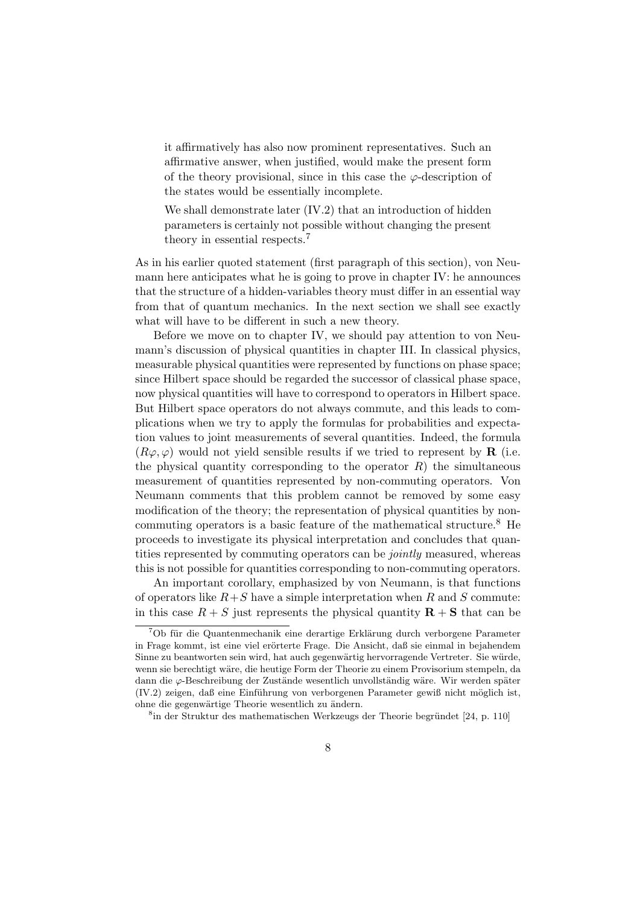> it affirmatively has also now prominent representatives. Such an affirmative answer, when justified, would make the present form of the theory provisional, since in this case the $\varphi$-description of the states would be essentially incomplete.
>
> We shall demonstrate later (IV.2) that an introduction of hidden parameters is certainly not possible without changing the present theory in essential respects.[7]

As in his earlier quoted statement (first paragraph of this section), von Neumann here anticipates what he is going to prove in chapter IV: he announces that the structure of a hidden-variables theory must differ in an essential way from that of quantum mechanics. In the next section we shall see exactly what will have to be different in such a new theory.

Before we move on to chapter IV, we should pay attention to von Neumann's discussion of physical quantities in chapter III. In classical physics, measurable physical quantities were represented by functions on phase space; since Hilbert space should be regarded the successor of classical phase space, now physical quantities will have to correspond to operators in Hilbert space. But Hilbert space operators do not always commute, and this leads to complications when we try to apply the formulas for probabilities and expectation values to joint measurements of several quantities. Indeed, the formula $(R\varphi, \varphi)$ would not yield sensible results if we tried to represent by $\mathbf{R}$ (i.e. the physical quantity corresponding to the operator $R$) the simultaneous measurement of quantities represented by non-commuting operators. Von Neumann comments that this problem cannot be removed by some easy modification of the theory; the representation of physical quantities by non-commuting operators is a basic feature of the mathematical structure.[8] He proceeds to investigate its physical interpretation and concludes that quantities represented by commuting operators can be *jointly* measured, whereas this is not possible for quantities corresponding to non-commuting operators.

An important corollary, emphasized by von Neumann, is that functions of operators like $R+S$ have a simple interpretation when $R$ and $S$ commute: in this case $R+S$ just represents the physical quantity $\mathbf{R}+\mathbf{S}$ that can be

[7] Ob für die Quantenmechanik eine derartige Erklärung durch verborgene Parameter in Frage kommt, ist eine viel erörterte Frage. Die Ansicht, daß sie einmal in bejahendem Sinne zu beantworten sein wird, hat auch gegenwärtig hervorragende Vertreter. Sie würde, wenn sie berechtigt wäre, die heutige Form der Theorie zu einem Provisorium stempeln, da dann die $\varphi$-Beschreibung der Zustände wesentlich unvollständig wäre. Wir werden später (IV.2) zeigen, daß eine Einführung von verborgenen Parameter gewiß nicht möglich ist, ohne die gegenwärtige Theorie wesentlich zu ändern.

[8] in der Struktur des mathematischen Werkzeugs der Theorie begründet [24, p. 110]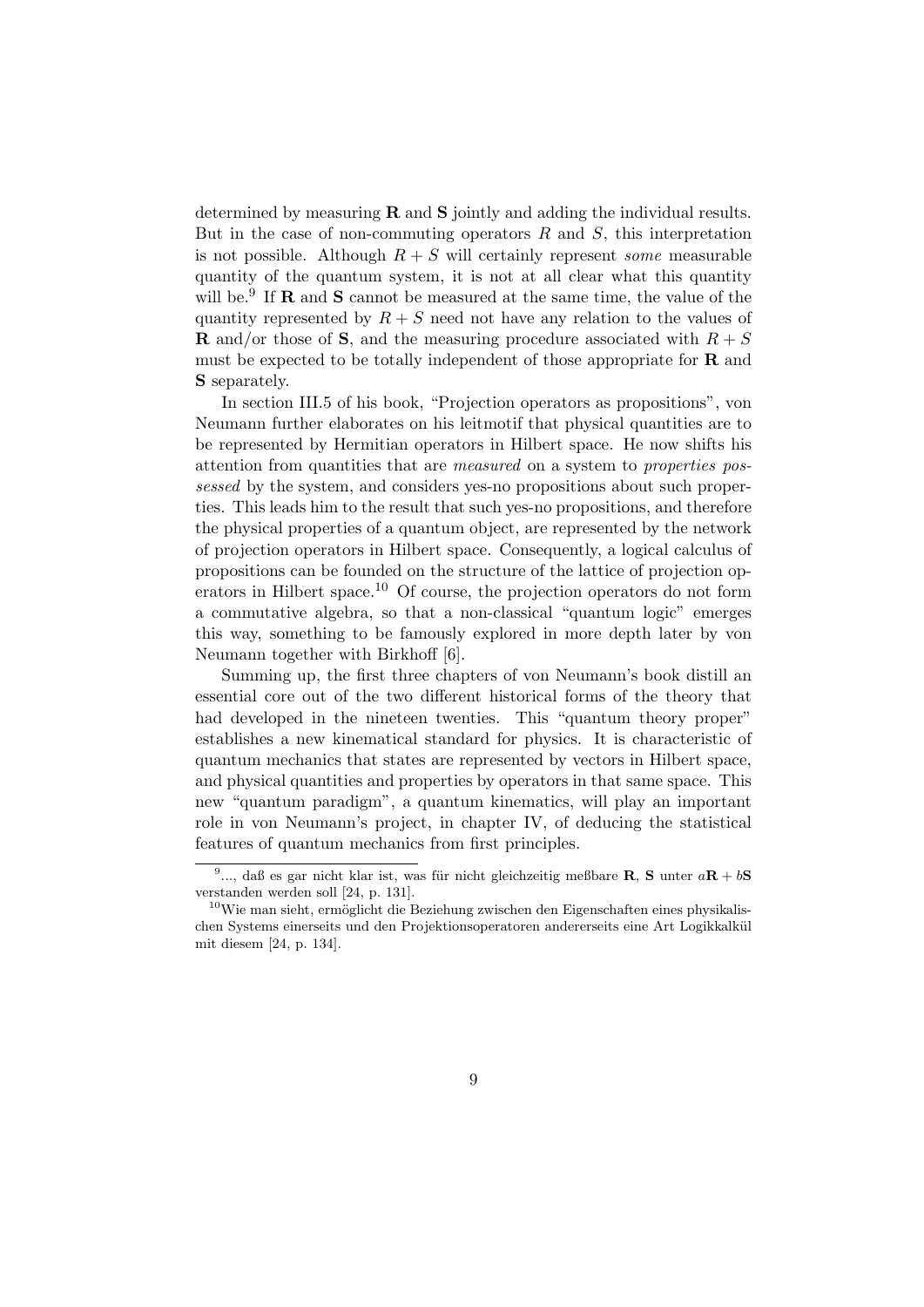determined by measuring $\mathbf{R}$ and $\mathbf{S}$ jointly and adding the individual results. But in the case of non-commuting operators $R$ and $S$, this interpretation is not possible. Although $R + S$ will certainly represent *some* measurable quantity of the quantum system, it is not at all clear what this quantity will be.[9] If $\mathbf{R}$ and $\mathbf{S}$ cannot be measured at the same time, the value of the quantity represented by $R + S$ need not have any relation to the values of $\mathbf{R}$ and/or those of $\mathbf{S}$, and the measuring procedure associated with $R + S$ must be expected to be totally independent of those appropriate for $\mathbf{R}$ and $\mathbf{S}$ separately.

In section III.5 of his book, "Projection operators as propositions", von Neumann further elaborates on his leitmotif that physical quantities are to be represented by Hermitian operators in Hilbert space. He now shifts his attention from quantities that are *measured* on a system to *properties possessed* by the system, and considers yes-no propositions about such properties. This leads him to the result that such yes-no propositions, and therefore the physical properties of a quantum object, are represented by the network of projection operators in Hilbert space. Consequently, a logical calculus of propositions can be founded on the structure of the lattice of projection operators in Hilbert space.[10] Of course, the projection operators do not form a commutative algebra, so that a non-classical "quantum logic" emerges this way, something to be famously explored in more depth later by von Neumann together with Birkhoff [6].

Summing up, the first three chapters of von Neumann's book distill an essential core out of the two different historical forms of the theory that had developed in the nineteen twenties. This "quantum theory proper" establishes a new kinematical standard for physics. It is characteristic of quantum mechanics that states are represented by vectors in Hilbert space, and physical quantities and properties by operators in that same space. This new "quantum paradigm", a quantum kinematics, will play an important role in von Neumann's project, in chapter IV, of deducing the statistical features of quantum mechanics from first principles.

---

[9]..., daß es gar nicht klar ist, was für nicht gleichzeitig meßbare $\mathbf{R}$, $\mathbf{S}$ unter $a\mathbf{R} + b\mathbf{S}$ verstanden werden soll [24, p. 131].

[10]Wie man sieht, ermöglicht die Beziehung zwischen den Eigenschaften eines physikalischen Systems einerseits und den Projektionsoperatoren andererseits eine Art Logikkalkül mit diesem [24, p. 134].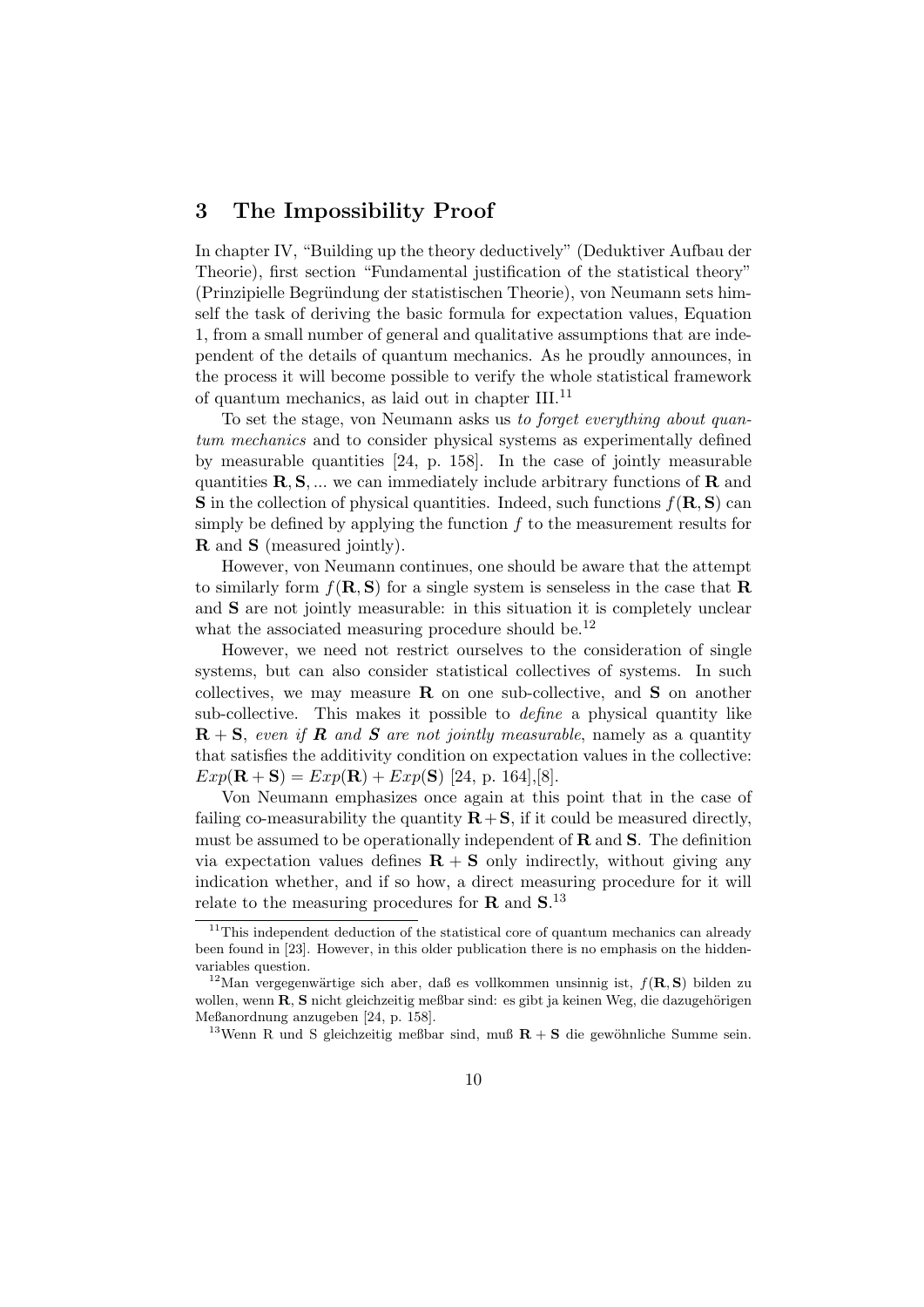## 3 The Impossibility Proof

In chapter IV, "Building up the theory deductively" (Deduktiver Aufbau der Theorie), first section "Fundamental justification of the statistical theory" (Prinzipielle Begründung der statistischen Theorie), von Neumann sets himself the task of deriving the basic formula for expectation values, Equation 1, from a small number of general and qualitative assumptions that are independent of the details of quantum mechanics. As he proudly announces, in the process it will become possible to verify the whole statistical framework of quantum mechanics, as laid out in chapter III.[11]

To set the stage, von Neumann asks us *to forget everything about quantum mechanics* and to consider physical systems as experimentally defined by measurable quantities [24, p. 158]. In the case of jointly measurable quantities $\mathbf{R}, \mathbf{S}, ...$ we can immediately include arbitrary functions of $\mathbf{R}$ and $\mathbf{S}$ in the collection of physical quantities. Indeed, such functions $f(\mathbf{R}, \mathbf{S})$ can simply be defined by applying the function $f$ to the measurement results for $\mathbf{R}$ and $\mathbf{S}$ (measured jointly).

However, von Neumann continues, one should be aware that the attempt to similarly form $f(\mathbf{R}, \mathbf{S})$ for a single system is senseless in the case that $\mathbf{R}$ and $\mathbf{S}$ are not jointly measurable: in this situation it is completely unclear what the associated measuring procedure should be.[12]

However, we need not restrict ourselves to the consideration of single systems, but can also consider statistical collectives of systems. In such collectives, we may measure $\mathbf{R}$ on one sub-collective, and $\mathbf{S}$ on another sub-collective. This makes it possible to *define* a physical quantity like $\mathbf{R} + \mathbf{S}$, *even if $\mathbf{R}$ and $\mathbf{S}$ are not jointly measurable*, namely as a quantity that satisfies the additivity condition on expectation values in the collective: $Exp(\mathbf{R} + \mathbf{S}) = Exp(\mathbf{R}) + Exp(\mathbf{S})$ [24, p. 164],[8].

Von Neumann emphasizes once again at this point that in the case of failing co-measurability the quantity $\mathbf{R} + \mathbf{S}$, if it could be measured directly, must be assumed to be operationally independent of $\mathbf{R}$ and $\mathbf{S}$. The definition via expectation values defines $\mathbf{R} + \mathbf{S}$ only indirectly, without giving any indication whether, and if so how, a direct measuring procedure for it will relate to the measuring procedures for $\mathbf{R}$ and $\mathbf{S}$.[13]

---

[11] This independent deduction of the statistical core of quantum mechanics can already been found in [23]. However, in this older publication there is no emphasis on the hidden-variables question.

[12] Man vergegenwärtige sich aber, daß es vollkommen unsinnig ist, $f(\mathbf{R}, \mathbf{S})$ bilden zu wollen, wenn $\mathbf{R}, \mathbf{S}$ nicht gleichzeitig meßbar sind: es gibt ja keinen Weg, die dazugehörigen Meßanordnung anzugeben [24, p. 158].

[13] Wenn R und S gleichzeitig meßbar sind, muß $\mathbf{R} + \mathbf{S}$ die gewöhnliche Summe sein.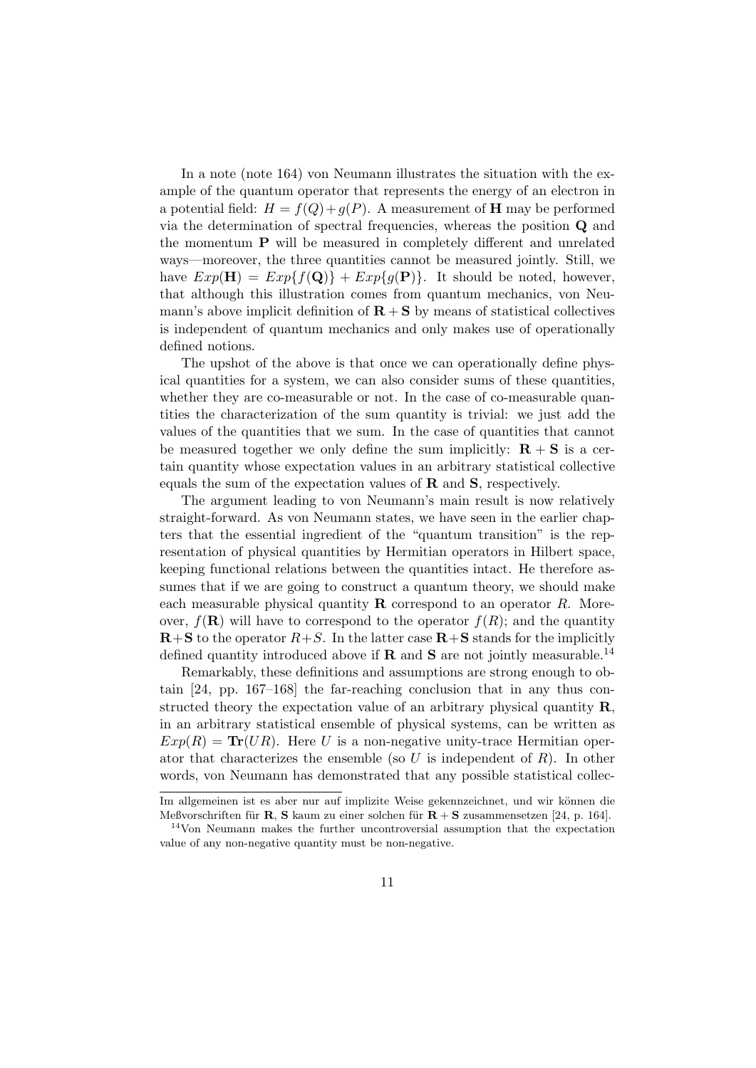In a note (note 164) von Neumann illustrates the situation with the example of the quantum operator that represents the energy of an electron in a potential field: $H = f(Q) + g(P)$. A measurement of $\mathbf{H}$ may be performed via the determination of spectral frequencies, whereas the position $\mathbf{Q}$ and the momentum $\mathbf{P}$ will be measured in completely different and unrelated ways—moreover, the three quantities cannot be measured jointly. Still, we have $Exp(\mathbf{H}) = Exp\{f(\mathbf{Q})\} + Exp\{g(\mathbf{P})\}$. It should be noted, however, that although this illustration comes from quantum mechanics, von Neumann's above implicit definition of $\mathbf{R} + \mathbf{S}$ by means of statistical collectives is independent of quantum mechanics and only makes use of operationally defined notions.

The upshot of the above is that once we can operationally define physical quantities for a system, we can also consider sums of these quantities, whether they are co-measurable or not. In the case of co-measurable quantities the characterization of the sum quantity is trivial: we just add the values of the quantities that we sum. In the case of quantities that cannot be measured together we only define the sum implicitly: $\mathbf{R} + \mathbf{S}$ is a certain quantity whose expectation values in an arbitrary statistical collective equals the sum of the expectation values of $\mathbf{R}$ and $\mathbf{S}$, respectively.

The argument leading to von Neumann's main result is now relatively straight-forward. As von Neumann states, we have seen in the earlier chapters that the essential ingredient of the "quantum transition" is the representation of physical quantities by Hermitian operators in Hilbert space, keeping functional relations between the quantities intact. He therefore assumes that if we are going to construct a quantum theory, we should make each measurable physical quantity $\mathbf{R}$ correspond to an operator $R$. Moreover, $f(\mathbf{R})$ will have to correspond to the operator $f(R)$; and the quantity $\mathbf{R}+\mathbf{S}$ to the operator $R+S$. In the latter case $\mathbf{R}+\mathbf{S}$ stands for the implicitly defined quantity introduced above if $\mathbf{R}$ and $\mathbf{S}$ are not jointly measurable.[14]

Remarkably, these definitions and assumptions are strong enough to obtain [24, pp. 167–168] the far-reaching conclusion that in any thus constructed theory the expectation value of an arbitrary physical quantity $\mathbf{R}$, in an arbitrary statistical ensemble of physical systems, can be written as $Exp(R) = \mathbf{Tr}(UR)$. Here $U$ is a non-negative unity-trace Hermitian operator that characterizes the ensemble (so $U$ is independent of $R$). In other words, von Neumann has demonstrated that any possible statistical collec-

---

Im allgemeinen ist es aber nur auf implizite Weise gekennzeichnet, und wir können die Meßvorschriften für $\mathbf{R}$, $\mathbf{S}$ kaum zu einer solchen für $\mathbf{R} + \mathbf{S}$ zusammensetzen [24, p. 164].

[14] Von Neumann makes the further uncontroversial assumption that the expectation value of any non-negative quantity must be non-negative.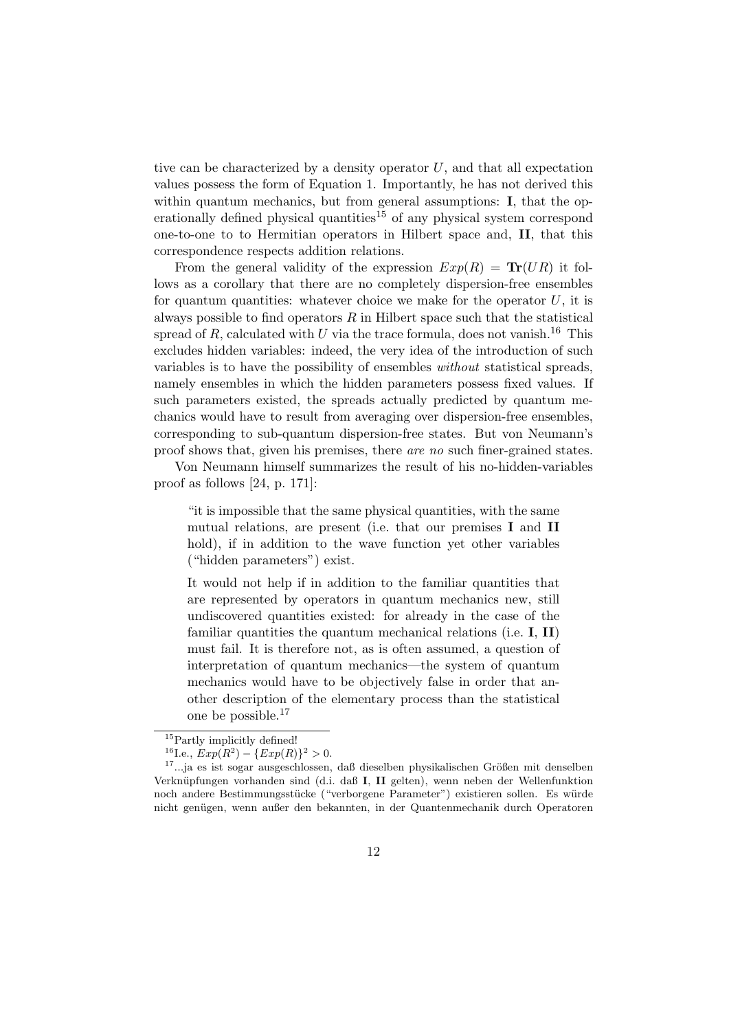tive can be characterized by a density operator $U$, and that all expectation values possess the form of Equation 1. Importantly, he has not derived this within quantum mechanics, but from general assumptions: **I**, that the operationally defined physical quantities[15] of any physical system correspond one-to-one to to Hermitian operators in Hilbert space and, **II**, that this correspondence respects addition relations.

From the general validity of the expression $Exp(R) = \mathbf{Tr}(UR)$ it follows as a corollary that there are no completely dispersion-free ensembles for quantum quantities: whatever choice we make for the operator $U$, it is always possible to find operators $R$ in Hilbert space such that the statistical spread of $R$, calculated with $U$ via the trace formula, does not vanish.[16] This excludes hidden variables: indeed, the very idea of the introduction of such variables is to have the possibility of ensembles *without* statistical spreads, namely ensembles in which the hidden parameters possess fixed values. If such parameters existed, the spreads actually predicted by quantum mechanics would have to result from averaging over dispersion-free ensembles, corresponding to sub-quantum dispersion-free states. But von Neumann's proof shows that, given his premises, there *are no* such finer-grained states.

Von Neumann himself summarizes the result of his no-hidden-variables proof as follows [24, p. 171]:

> "it is impossible that the same physical quantities, with the same mutual relations, are present (i.e. that our premises **I** and **II** hold), if in addition to the wave function yet other variables ("hidden parameters") exist.
>
> It would not help if in addition to the familiar quantities that are represented by operators in quantum mechanics new, still undiscovered quantities existed: for already in the case of the familiar quantities the quantum mechanical relations (i.e. **I**, **II**) must fail. It is therefore not, as is often assumed, a question of interpretation of quantum mechanics—the system of quantum mechanics would have to be objectively false in order that another description of the elementary process than the statistical one be possible.[17]

---

[15] Partly implicitly defined!

[16] I.e., $Exp(R^2) - \{Exp(R)\}^2 > 0$.

[17] ...ja es ist sogar ausgeschlossen, daß dieselben physikalischen Größen mit denselben Verknüpfungen vorhanden sind (d.i. daß **I**, **II** gelten), wenn neben der Wellenfunktion noch andere Bestimmungsstücke ("verborgene Parameter") existieren sollen. Es würde nicht genügen, wenn außer den bekannten, in der Quantenmechanik durch Operatoren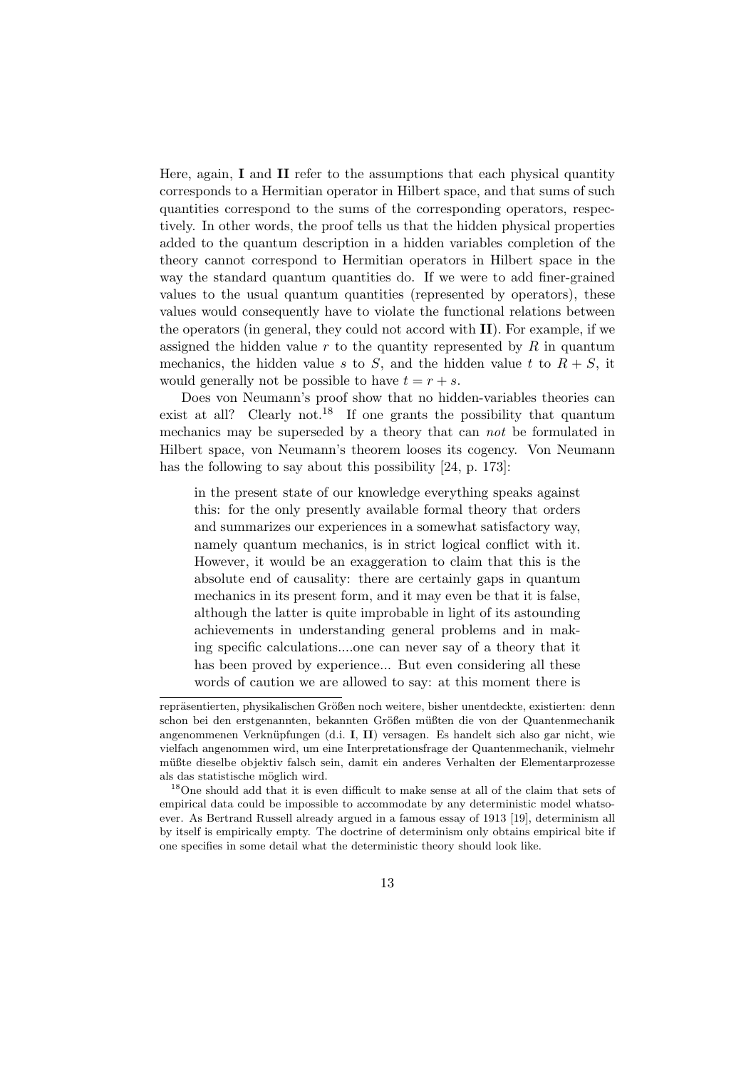Here, again, **I** and **II** refer to the assumptions that each physical quantity corresponds to a Hermitian operator in Hilbert space, and that sums of such quantities correspond to the sums of the corresponding operators, respectively. In other words, the proof tells us that the hidden physical properties added to the quantum description in a hidden variables completion of the theory cannot correspond to Hermitian operators in Hilbert space in the way the standard quantum quantities do. If we were to add finer-grained values to the usual quantum quantities (represented by operators), these values would consequently have to violate the functional relations between the operators (in general, they could not accord with **II**). For example, if we assigned the hidden value $r$ to the quantity represented by $R$ in quantum mechanics, the hidden value $s$ to $S$, and the hidden value $t$ to $R + S$, it would generally not be possible to have $t = r + s$.

Does von Neumann's proof show that no hidden-variables theories can exist at all? Clearly not.[18] If one grants the possibility that quantum mechanics may be superseded by a theory that can *not* be formulated in Hilbert space, von Neumann's theorem looses its cogency. Von Neumann has the following to say about this possibility [24, p. 173]:

> in the present state of our knowledge everything speaks against this: for the only presently available formal theory that orders and summarizes our experiences in a somewhat satisfactory way, namely quantum mechanics, is in strict logical conflict with it. However, it would be an exaggeration to claim that this is the absolute end of causality: there are certainly gaps in quantum mechanics in its present form, and it may even be that it is false, although the latter is quite improbable in light of its astounding achievements in understanding general problems and in making specific calculations....one can never say of a theory that it has been proved by experience... But even considering all these words of caution we are allowed to say: at this moment there is

---

repräsentierten, physikalischen Größen noch weitere, bisher unentdeckte, existierten: denn schon bei den erstgenannten, bekannten Größen müßten die von der Quantenmechanik angenommenen Verknüpfungen (d.i. **I**, **II**) versagen. Es handelt sich also gar nicht, wie vielfach angenommen wird, um eine Interpretationsfrage der Quantenmechanik, vielmehr müßte dieselbe objektiv falsch sein, damit ein anderes Verhalten der Elementarprozesse als das statistische möglich wird.

[18] One should add that it is even difficult to make sense at all of the claim that sets of empirical data could be impossible to accommodate by any deterministic model whatsoever. As Bertrand Russell already argued in a famous essay of 1913 [19], determinism all by itself is empirically empty. The doctrine of determinism only obtains empirical bite if one specifies in some detail what the deterministic theory should look like.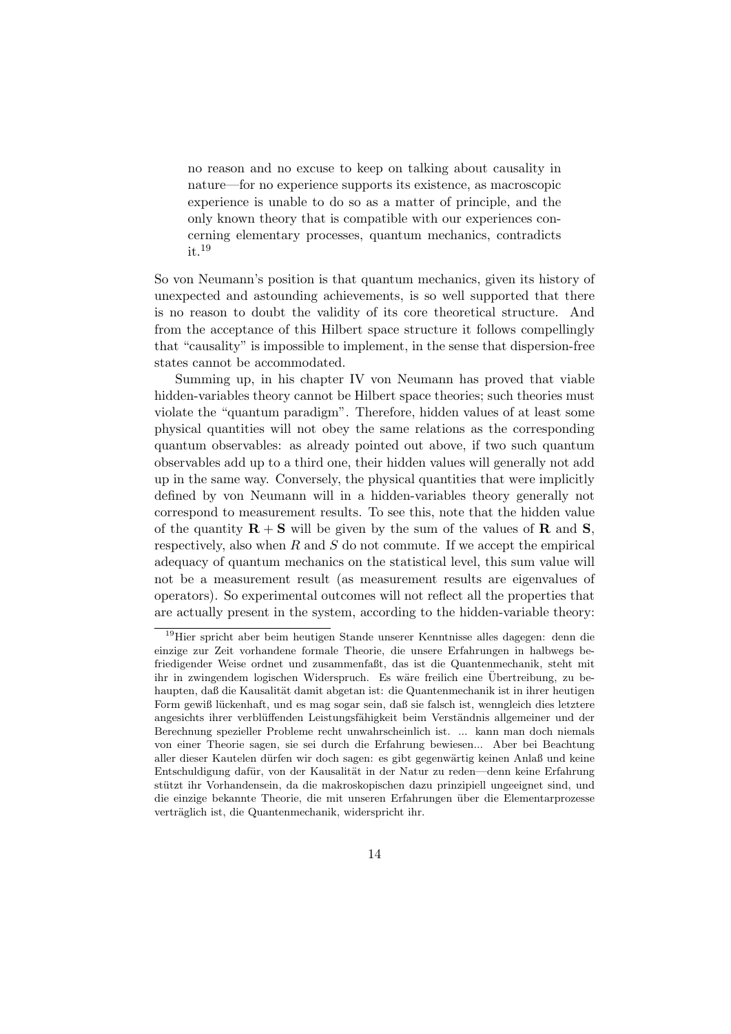> no reason and no excuse to keep on talking about causality in nature—for no experience supports its existence, as macroscopic experience is unable to do so as a matter of principle, and the only known theory that is compatible with our experiences concerning elementary processes, quantum mechanics, contradicts it.[19]

So von Neumann's position is that quantum mechanics, given its history of unexpected and astounding achievements, is so well supported that there is no reason to doubt the validity of its core theoretical structure. And from the acceptance of this Hilbert space structure it follows compellingly that "causality" is impossible to implement, in the sense that dispersion-free states cannot be accommodated.

Summing up, in his chapter IV von Neumann has proved that viable hidden-variables theory cannot be Hilbert space theories; such theories must violate the "quantum paradigm". Therefore, hidden values of at least some physical quantities will not obey the same relations as the corresponding quantum observables: as already pointed out above, if two such quantum observables add up to a third one, their hidden values will generally not add up in the same way. Conversely, the physical quantities that were implicitly defined by von Neumann will in a hidden-variables theory generally not correspond to measurement results. To see this, note that the hidden value of the quantity $\mathbf{R} + \mathbf{S}$ will be given by the sum of the values of $\mathbf{R}$ and $\mathbf{S}$, respectively, also when $R$ and $S$ do not commute. If we accept the empirical adequacy of quantum mechanics on the statistical level, this sum value will not be a measurement result (as measurement results are eigenvalues of operators). So experimental outcomes will not reflect all the properties that are actually present in the system, according to the hidden-variable theory:

---

[19] Hier spricht aber beim heutigen Stande unserer Kenntnisse alles dagegen: denn die einzige zur Zeit vorhandene formale Theorie, die unsere Erfahrungen in halbwegs befriedigender Weise ordnet und zusammenfaßt, das ist die Quantenmechanik, steht mit ihr in zwingendem logischen Widerspruch. Es wäre freilich eine Übertreibung, zu behaupten, daß die Kausalität damit abgetan ist: die Quantenmechanik ist in ihrer heutigen Form gewiß lückenhaft, und es mag sogar sein, daß sie falsch ist, wenngleich dies letztere angesichts ihrer verblüffenden Leistungsfähigkeit beim Verständnis allgemeiner und der Berechnung spezieller Probleme recht unwahrscheinlich ist. ... kann man doch niemals von einer Theorie sagen, sie sei durch die Erfahrung bewiesen... Aber bei Beachtung aller dieser Kautelen dürfen wir doch sagen: es gibt gegenwärtig keinen Anlaß und keine Entschuldigung dafür, von der Kausalität in der Natur zu reden—denn keine Erfahrung stützt ihr Vorhandensein, da die makroskopischen dazu prinzipiell ungeeignet sind, und die einzige bekannte Theorie, die mit unseren Erfahrungen über die Elementarprozesse verträglich ist, die Quantenmechanik, widerspricht ihr.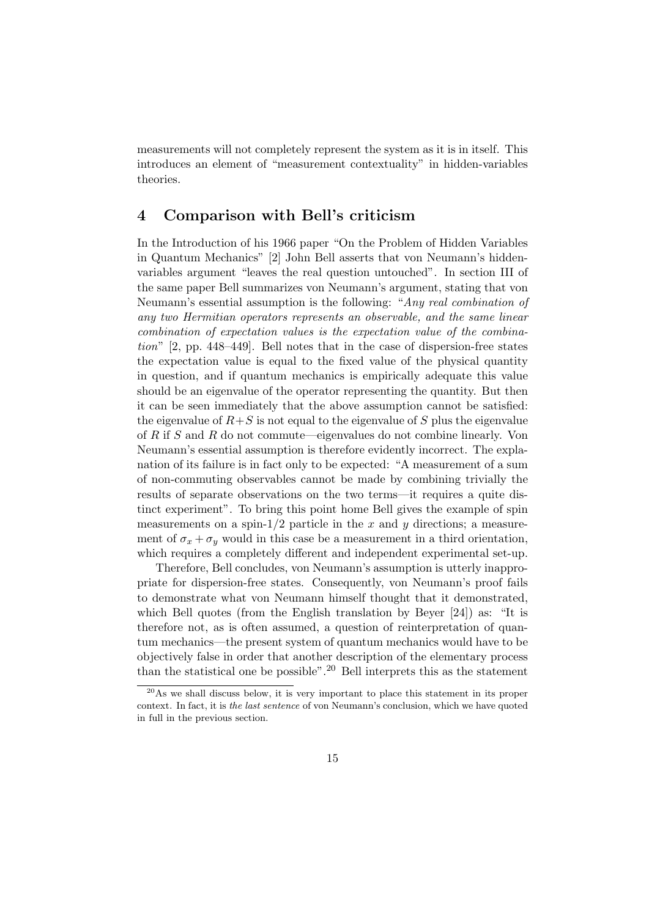measurements will not completely represent the system as it is in itself. This introduces an element of "measurement contextuality" in hidden-variables theories.

## 4 Comparison with Bell's criticism

In the Introduction of his 1966 paper "On the Problem of Hidden Variables in Quantum Mechanics" [2] John Bell asserts that von Neumann's hidden-variables argument "leaves the real question untouched". In section III of the same paper Bell summarizes von Neumann's argument, stating that von Neumann's essential assumption is the following: "*Any real combination of any two Hermitian operators represents an observable, and the same linear combination of expectation values is the expectation value of the combination*" [2, pp. 448–449]. Bell notes that in the case of dispersion-free states the expectation value is equal to the fixed value of the physical quantity in question, and if quantum mechanics is empirically adequate this value should be an eigenvalue of the operator representing the quantity. But then it can be seen immediately that the above assumption cannot be satisfied: the eigenvalue of $R+S$ is not equal to the eigenvalue of $S$ plus the eigenvalue of $R$ if $S$ and $R$ do not commute—eigenvalues do not combine linearly. Von Neumann's essential assumption is therefore evidently incorrect. The explanation of its failure is in fact only to be expected: "A measurement of a sum of non-commuting observables cannot be made by combining trivially the results of separate observations on the two terms—it requires a quite distinct experiment". To bring this point home Bell gives the example of spin measurements on a spin-1/2 particle in the $x$ and $y$ directions; a measurement of $\sigma_x + \sigma_y$ would in this case be a measurement in a third orientation, which requires a completely different and independent experimental set-up.

Therefore, Bell concludes, von Neumann's assumption is utterly inappropriate for dispersion-free states. Consequently, von Neumann's proof fails to demonstrate what von Neumann himself thought that it demonstrated, which Bell quotes (from the English translation by Beyer [24]) as: "It is therefore not, as is often assumed, a question of reinterpretation of quantum mechanics—the present system of quantum mechanics would have to be objectively false in order that another description of the elementary process than the statistical one be possible".[20] Bell interprets this as the statement

[20] As we shall discuss below, it is very important to place this statement in its proper context. In fact, it is *the last sentence* of von Neumann's conclusion, which we have quoted in full in the previous section.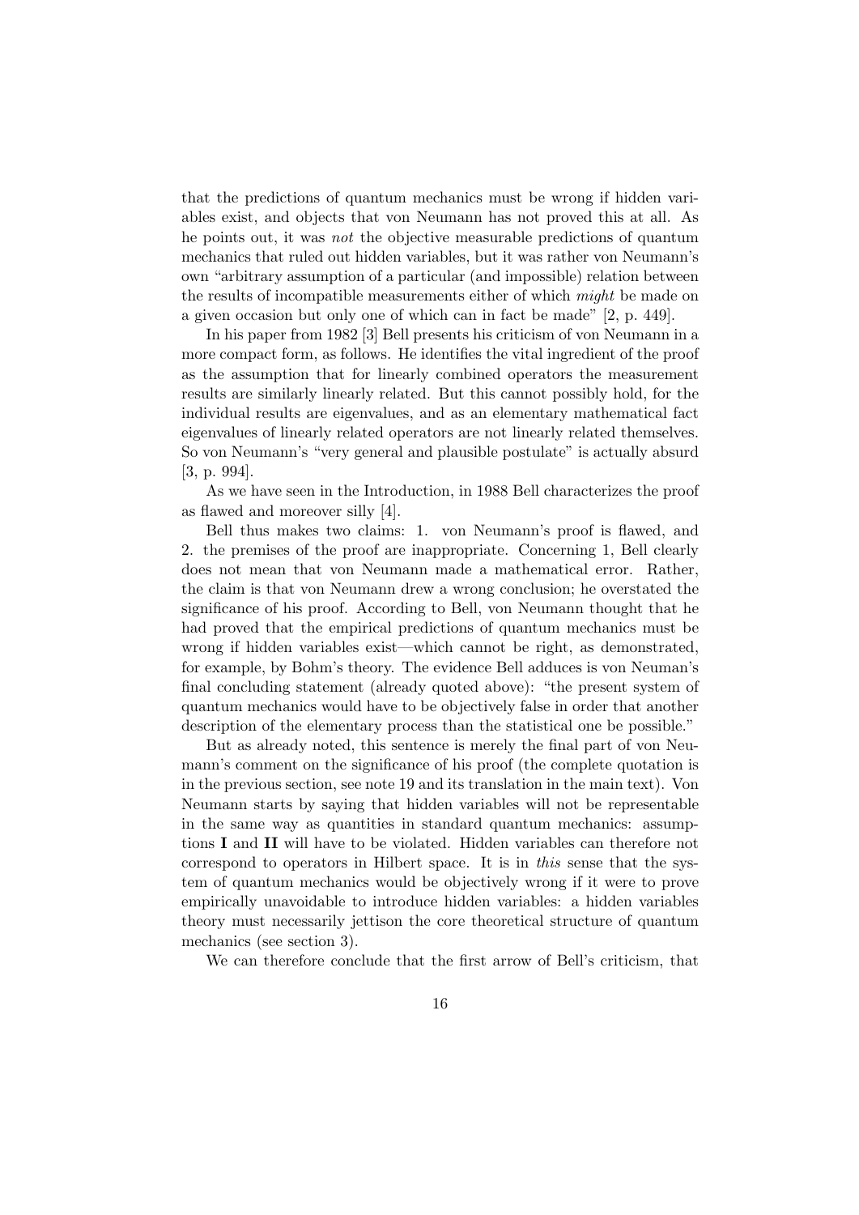that the predictions of quantum mechanics must be wrong if hidden variables exist, and objects that von Neumann has not proved this at all. As he points out, it was *not* the objective measurable predictions of quantum mechanics that ruled out hidden variables, but it was rather von Neumann's own "arbitrary assumption of a particular (and impossible) relation between the results of incompatible measurements either of which *might* be made on a given occasion but only one of which can in fact be made" [2, p. 449].

In his paper from 1982 [3] Bell presents his criticism of von Neumann in a more compact form, as follows. He identifies the vital ingredient of the proof as the assumption that for linearly combined operators the measurement results are similarly linearly related. But this cannot possibly hold, for the individual results are eigenvalues, and as an elementary mathematical fact eigenvalues of linearly related operators are not linearly related themselves. So von Neumann's "very general and plausible postulate" is actually absurd [3, p. 994].

As we have seen in the Introduction, in 1988 Bell characterizes the proof as flawed and moreover silly [4].

Bell thus makes two claims: 1. von Neumann's proof is flawed, and 2. the premises of the proof are inappropriate. Concerning 1, Bell clearly does not mean that von Neumann made a mathematical error. Rather, the claim is that von Neumann drew a wrong conclusion; he overstated the significance of his proof. According to Bell, von Neumann thought that he had proved that the empirical predictions of quantum mechanics must be wrong if hidden variables exist—which cannot be right, as demonstrated, for example, by Bohm's theory. The evidence Bell adduces is von Neuman's final concluding statement (already quoted above): "the present system of quantum mechanics would have to be objectively false in order that another description of the elementary process than the statistical one be possible."

But as already noted, this sentence is merely the final part of von Neumann's comment on the significance of his proof (the complete quotation is in the previous section, see note 19 and its translation in the main text). Von Neumann starts by saying that hidden variables will not be representable in the same way as quantities in standard quantum mechanics: assumptions **I** and **II** will have to be violated. Hidden variables can therefore not correspond to operators in Hilbert space. It is in *this* sense that the system of quantum mechanics would be objectively wrong if it were to prove empirically unavoidable to introduce hidden variables: a hidden variables theory must necessarily jettison the core theoretical structure of quantum mechanics (see section 3).

We can therefore conclude that the first arrow of Bell's criticism, that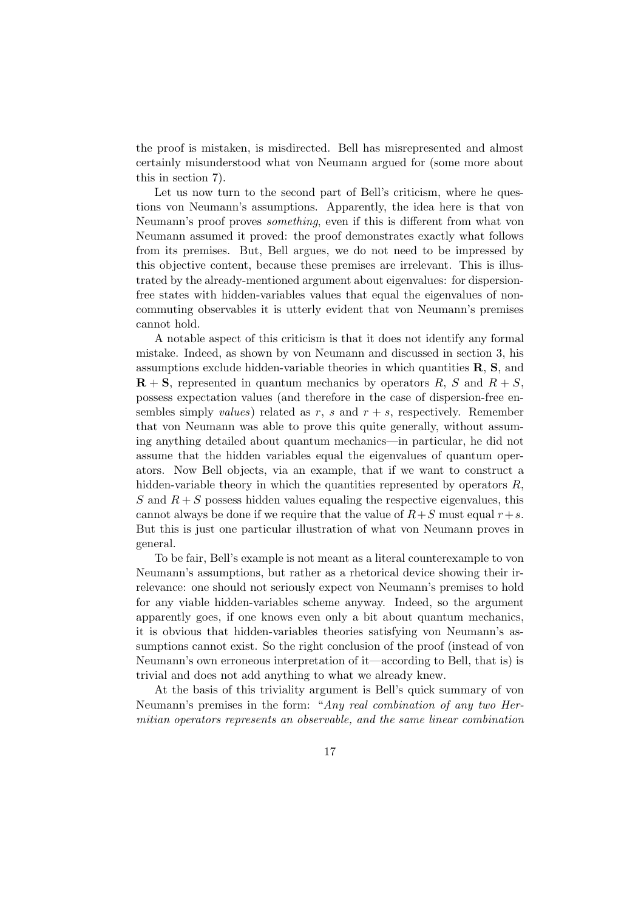the proof is mistaken, is misdirected. Bell has misrepresented and almost certainly misunderstood what von Neumann argued for (some more about this in section 7).

Let us now turn to the second part of Bell's criticism, where he questions von Neumann's assumptions. Apparently, the idea here is that von Neumann's proof proves *something*, even if this is different from what von Neumann assumed it proved: the proof demonstrates exactly what follows from its premises. But, Bell argues, we do not need to be impressed by this objective content, because these premises are irrelevant. This is illustrated by the already-mentioned argument about eigenvalues: for dispersion-free states with hidden-variables values that equal the eigenvalues of non-commuting observables it is utterly evident that von Neumann's premises cannot hold.

A notable aspect of this criticism is that it does not identify any formal mistake. Indeed, as shown by von Neumann and discussed in section 3, his assumptions exclude hidden-variable theories in which quantities $\mathbf{R}$, $\mathbf{S}$, and $\mathbf{R}+\mathbf{S}$, represented in quantum mechanics by operators $R$, $S$ and $R+S$, possess expectation values (and therefore in the case of dispersion-free ensembles simply *values*) related as $r$, $s$ and $r+s$, respectively. Remember that von Neumann was able to prove this quite generally, without assuming anything detailed about quantum mechanics—in particular, he did not assume that the hidden variables equal the eigenvalues of quantum operators. Now Bell objects, via an example, that if we want to construct a hidden-variable theory in which the quantities represented by operators $R$, $S$ and $R+S$ possess hidden values equaling the respective eigenvalues, this cannot always be done if we require that the value of $R+S$ must equal $r+s$. But this is just one particular illustration of what von Neumann proves in general.

To be fair, Bell's example is not meant as a literal counterexample to von Neumann's assumptions, but rather as a rhetorical device showing their irrelevance: one should not seriously expect von Neumann's premises to hold for any viable hidden-variables scheme anyway. Indeed, so the argument apparently goes, if one knows even only a bit about quantum mechanics, it is obvious that hidden-variables theories satisfying von Neumann's assumptions cannot exist. So the right conclusion of the proof (instead of von Neumann's own erroneous interpretation of it—according to Bell, that is) is trivial and does not add anything to what we already knew.

At the basis of this triviality argument is Bell's quick summary of von Neumann's premises in the form: "*Any real combination of any two Hermitian operators represents an observable, and the same linear combination*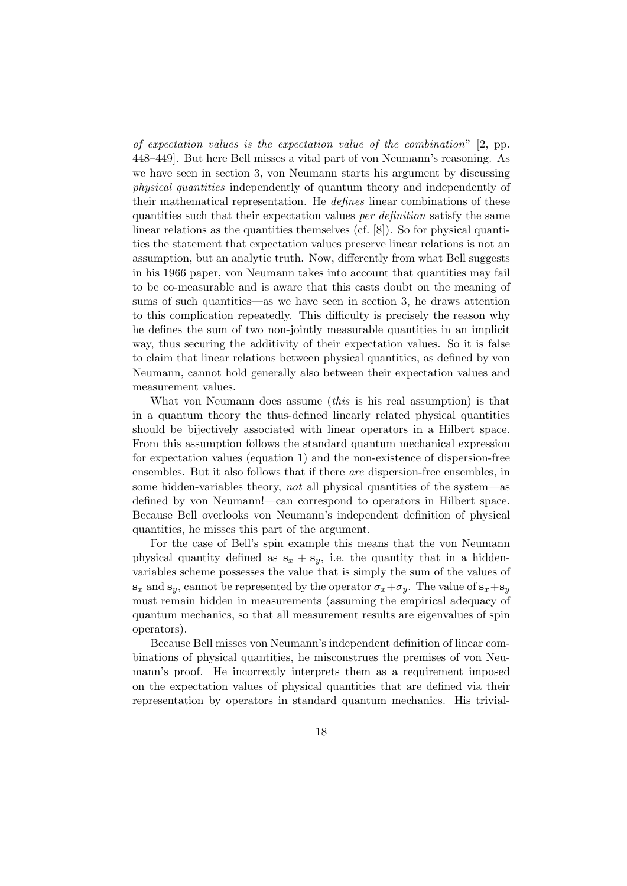*of expectation values is the expectation value of the combination*" [2, pp. 448–449]. But here Bell misses a vital part of von Neumann's reasoning. As we have seen in section 3, von Neumann starts his argument by discussing *physical quantities* independently of quantum theory and independently of their mathematical representation. He *defines* linear combinations of these quantities such that their expectation values *per definition* satisfy the same linear relations as the quantities themselves (cf. [8]). So for physical quantities the statement that expectation values preserve linear relations is not an assumption, but an analytic truth. Now, differently from what Bell suggests in his 1966 paper, von Neumann takes into account that quantities may fail to be co-measurable and is aware that this casts doubt on the meaning of sums of such quantities—as we have seen in section 3, he draws attention to this complication repeatedly. This difficulty is precisely the reason why he defines the sum of two non-jointly measurable quantities in an implicit way, thus securing the additivity of their expectation values. So it is false to claim that linear relations between physical quantities, as defined by von Neumann, cannot hold generally also between their expectation values and measurement values.

What von Neumann does assume (*this* is his real assumption) is that in a quantum theory the thus-defined linearly related physical quantities should be bijectively associated with linear operators in a Hilbert space. From this assumption follows the standard quantum mechanical expression for expectation values (equation 1) and the non-existence of dispersion-free ensembles. But it also follows that if there *are* dispersion-free ensembles, in some hidden-variables theory, *not* all physical quantities of the system—as defined by von Neumann!—can correspond to operators in Hilbert space. Because Bell overlooks von Neumann's independent definition of physical quantities, he misses this part of the argument.

For the case of Bell's spin example this means that the von Neumann physical quantity defined as $\mathbf{s}_x + \mathbf{s}_y$, i.e. the quantity that in a hidden-variables scheme possesses the value that is simply the sum of the values of $\mathbf{s}_x$ and $\mathbf{s}_y$, cannot be represented by the operator $\sigma_x + \sigma_y$. The value of $\mathbf{s}_x + \mathbf{s}_y$ must remain hidden in measurements (assuming the empirical adequacy of quantum mechanics, so that all measurement results are eigenvalues of spin operators).

Because Bell misses von Neumann's independent definition of linear combinations of physical quantities, he misconstrues the premises of von Neumann's proof. He incorrectly interprets them as a requirement imposed on the expectation values of physical quantities that are defined via their representation by operators in standard quantum mechanics. His trivial-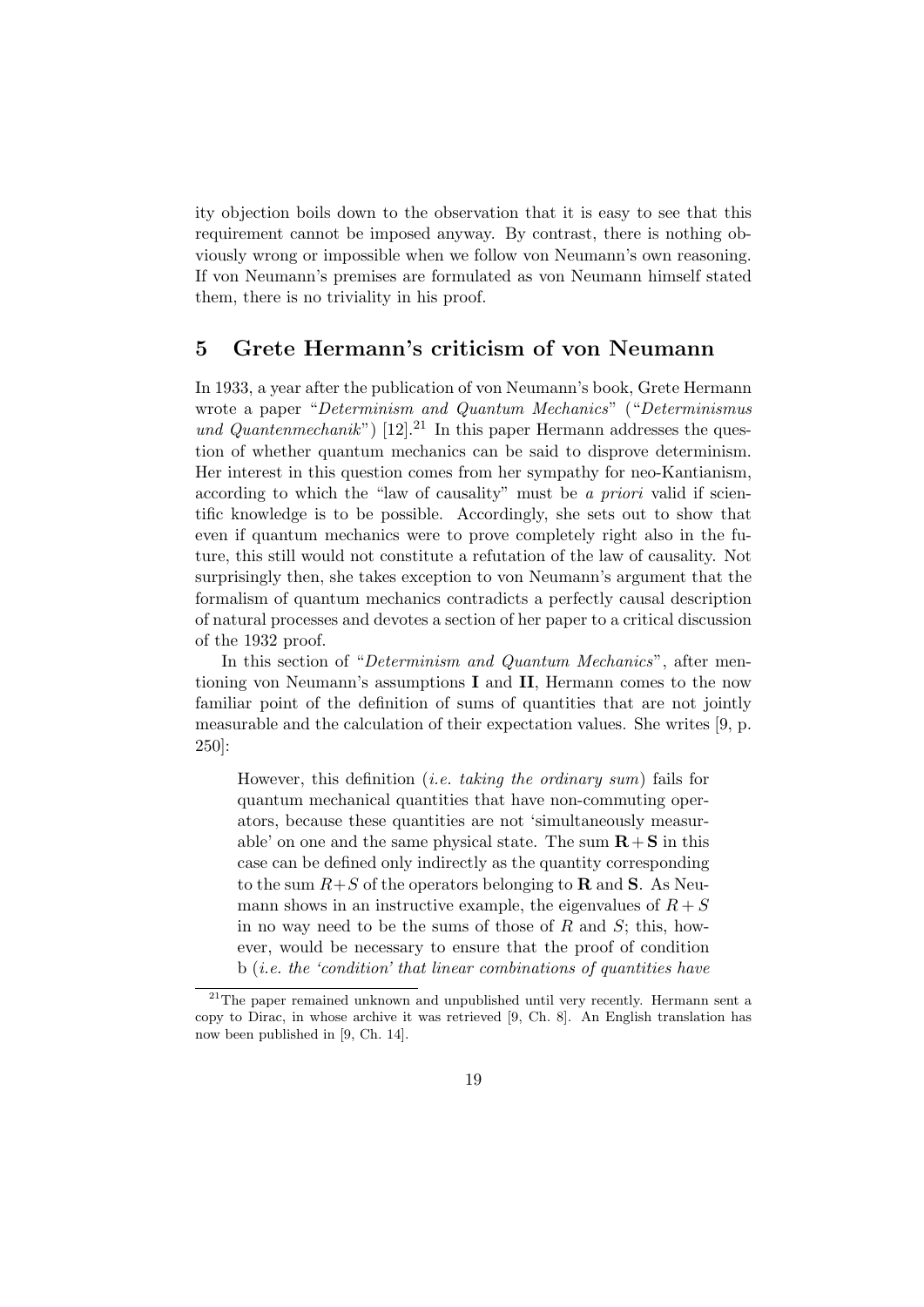ity objection boils down to the observation that it is easy to see that this requirement cannot be imposed anyway. By contrast, there is nothing obviously wrong or impossible when we follow von Neumann's own reasoning. If von Neumann's premises are formulated as von Neumann himself stated them, there is no triviality in his proof.

## 5 Grete Hermann's criticism of von Neumann

In 1933, a year after the publication of von Neumann's book, Grete Hermann wrote a paper "*Determinism and Quantum Mechanics*" ("*Determinismus und Quantenmechanik*") [12].[21] In this paper Hermann addresses the question of whether quantum mechanics can be said to disprove determinism. Her interest in this question comes from her sympathy for neo-Kantianism, according to which the "law of causality" must be *a priori* valid if scientific knowledge is to be possible. Accordingly, she sets out to show that even if quantum mechanics were to prove completely right also in the future, this still would not constitute a refutation of the law of causality. Not surprisingly then, she takes exception to von Neumann's argument that the formalism of quantum mechanics contradicts a perfectly causal description of natural processes and devotes a section of her paper to a critical discussion of the 1932 proof.

In this section of "*Determinism and Quantum Mechanics*", after mentioning von Neumann's assumptions **I** and **II**, Hermann comes to the now familiar point of the definition of sums of quantities that are not jointly measurable and the calculation of their expectation values. She writes [9, p. 250]:

> However, this definition (*i.e. taking the ordinary sum*) fails for quantum mechanical quantities that have non-commuting operators, because these quantities are not 'simultaneously measurable' on one and the same physical state. The sum $\mathbf{R}+\mathbf{S}$ in this case can be defined only indirectly as the quantity corresponding to the sum $R+S$ of the operators belonging to $\mathbf{R}$ and $\mathbf{S}$. As Neumann shows in an instructive example, the eigenvalues of $R+S$ in no way need to be the sums of those of $R$ and $S$; this, however, would be necessary to ensure that the proof of condition b (*i.e. the 'condition' that linear combinations of quantities have*

[21] The paper remained unknown and unpublished until very recently. Hermann sent a copy to Dirac, in whose archive it was retrieved [9, Ch. 8]. An English translation has now been published in [9, Ch. 14].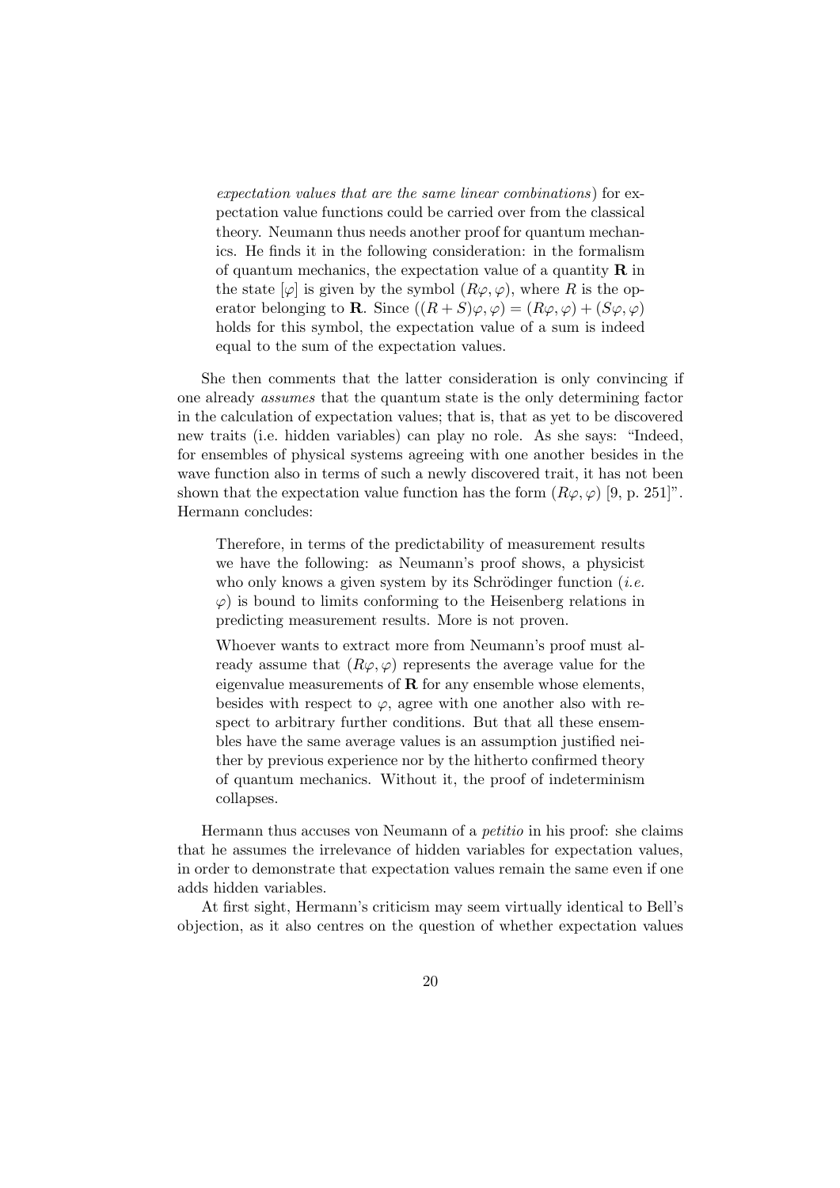> *expectation values that are the same linear combinations*) for expectation value functions could be carried over from the classical theory. Neumann thus needs another proof for quantum mechanics. He finds it in the following consideration: in the formalism of quantum mechanics, the expectation value of a quantity $\mathbf{R}$ in the state $[\varphi]$ is given by the symbol $(R\varphi, \varphi)$, where $R$ is the operator belonging to $\mathbf{R}$. Since $((R + S)\varphi, \varphi) = (R\varphi, \varphi) + (S\varphi, \varphi)$ holds for this symbol, the expectation value of a sum is indeed equal to the sum of the expectation values.

She then comments that the latter consideration is only convincing if one already *assumes* that the quantum state is the only determining factor in the calculation of expectation values; that is, that as yet to be discovered new traits (i.e. hidden variables) can play no role. As she says: "Indeed, for ensembles of physical systems agreeing with one another besides in the wave function also in terms of such a newly discovered trait, it has not been shown that the expectation value function has the form $(R\varphi, \varphi)$ [9, p. 251]". Hermann concludes:

> Therefore, in terms of the predictability of measurement results we have the following: as Neumann's proof shows, a physicist who only knows a given system by its Schrödinger function (*i.e.* $\varphi$) is bound to limits conforming to the Heisenberg relations in predicting measurement results. More is not proven.
>
> Whoever wants to extract more from Neumann's proof must already assume that $(R\varphi, \varphi)$ represents the average value for the eigenvalue measurements of $\mathbf{R}$ for any ensemble whose elements, besides with respect to $\varphi$, agree with one another also with respect to arbitrary further conditions. But that all these ensembles have the same average values is an assumption justified neither by previous experience nor by the hitherto confirmed theory of quantum mechanics. Without it, the proof of indeterminism collapses.

Hermann thus accuses von Neumann of a *petitio* in his proof: she claims that he assumes the irrelevance of hidden variables for expectation values, in order to demonstrate that expectation values remain the same even if one adds hidden variables.

At first sight, Hermann's criticism may seem virtually identical to Bell's objection, as it also centres on the question of whether expectation values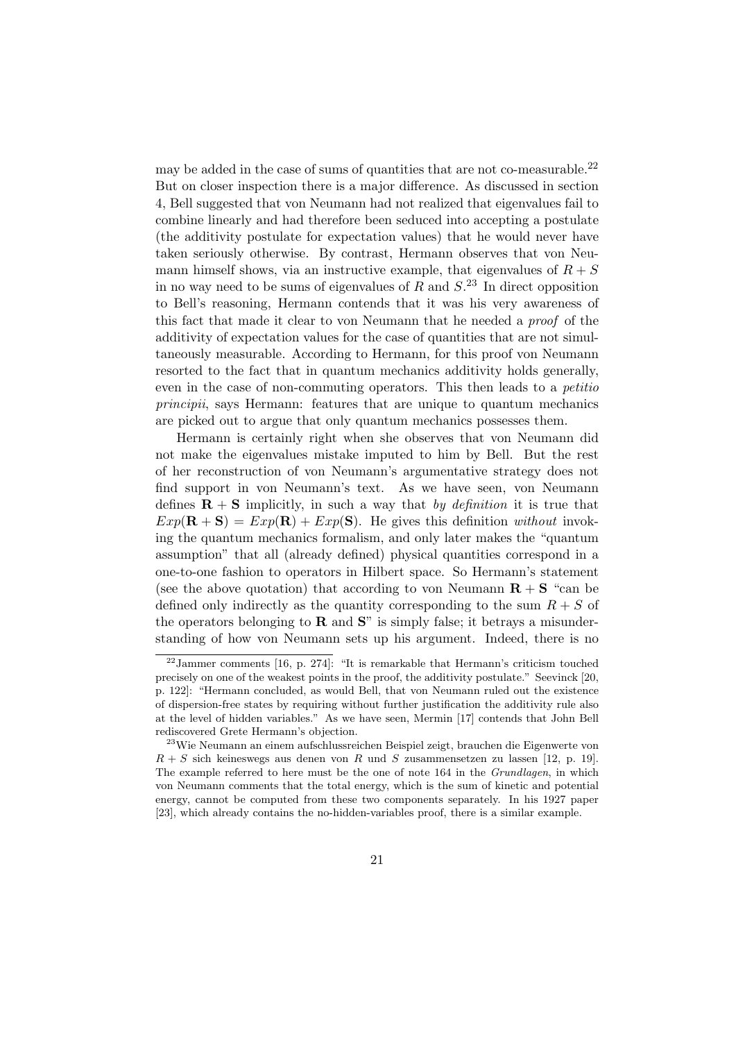may be added in the case of sums of quantities that are not co-measurable.[22] But on closer inspection there is a major difference. As discussed in section 4, Bell suggested that von Neumann had not realized that eigenvalues fail to combine linearly and had therefore been seduced into accepting a postulate (the additivity postulate for expectation values) that he would never have taken seriously otherwise. By contrast, Hermann observes that von Neumann himself shows, via an instructive example, that eigenvalues of $R + S$ in no way need to be sums of eigenvalues of $R$ and $S$.[23] In direct opposition to Bell's reasoning, Hermann contends that it was his very awareness of this fact that made it clear to von Neumann that he needed a *proof* of the additivity of expectation values for the case of quantities that are not simultaneously measurable. According to Hermann, for this proof von Neumann resorted to the fact that in quantum mechanics additivity holds generally, even in the case of non-commuting operators. This then leads to a *petitio principii*, says Hermann: features that are unique to quantum mechanics are picked out to argue that only quantum mechanics possesses them.

Hermann is certainly right when she observes that von Neumann did not make the eigenvalues mistake imputed to him by Bell. But the rest of her reconstruction of von Neumann's argumentative strategy does not find support in von Neumann's text. As we have seen, von Neumann defines $\mathbf{R} + \mathbf{S}$ implicitly, in such a way that *by definition* it is true that $Exp(\mathbf{R} + \mathbf{S}) = Exp(\mathbf{R}) + Exp(\mathbf{S})$. He gives this definition *without* invoking the quantum mechanics formalism, and only later makes the "quantum assumption" that all (already defined) physical quantities correspond in a one-to-one fashion to operators in Hilbert space. So Hermann's statement (see the above quotation) that according to von Neumann $\mathbf{R} + \mathbf{S}$ "can be defined only indirectly as the quantity corresponding to the sum $R + S$ of the operators belonging to $\mathbf{R}$ and $\mathbf{S}$" is simply false; it betrays a misunderstanding of how von Neumann sets up his argument. Indeed, there is no

[22] Jammer comments [16, p. 274]: "It is remarkable that Hermann's criticism touched precisely on one of the weakest points in the proof, the additivity postulate." Seevinck [20, p. 122]: "Hermann concluded, as would Bell, that von Neumann ruled out the existence of dispersion-free states by requiring without further justification the additivity rule also at the level of hidden variables." As we have seen, Mermin [17] contends that John Bell rediscovered Grete Hermann's objection.

[23] Wie Neumann an einem aufschlussreichen Beispiel zeigt, brauchen die Eigenwerte von $R + S$ sich keineswegs aus denen von $R$ und $S$ zusammensetzen zu lassen [12, p. 19]. The example referred to here must be the one of note 164 in the *Grundlagen*, in which von Neumann comments that the total energy, which is the sum of kinetic and potential energy, cannot be computed from these two components separately. In his 1927 paper [23], which already contains the no-hidden-variables proof, there is a similar example.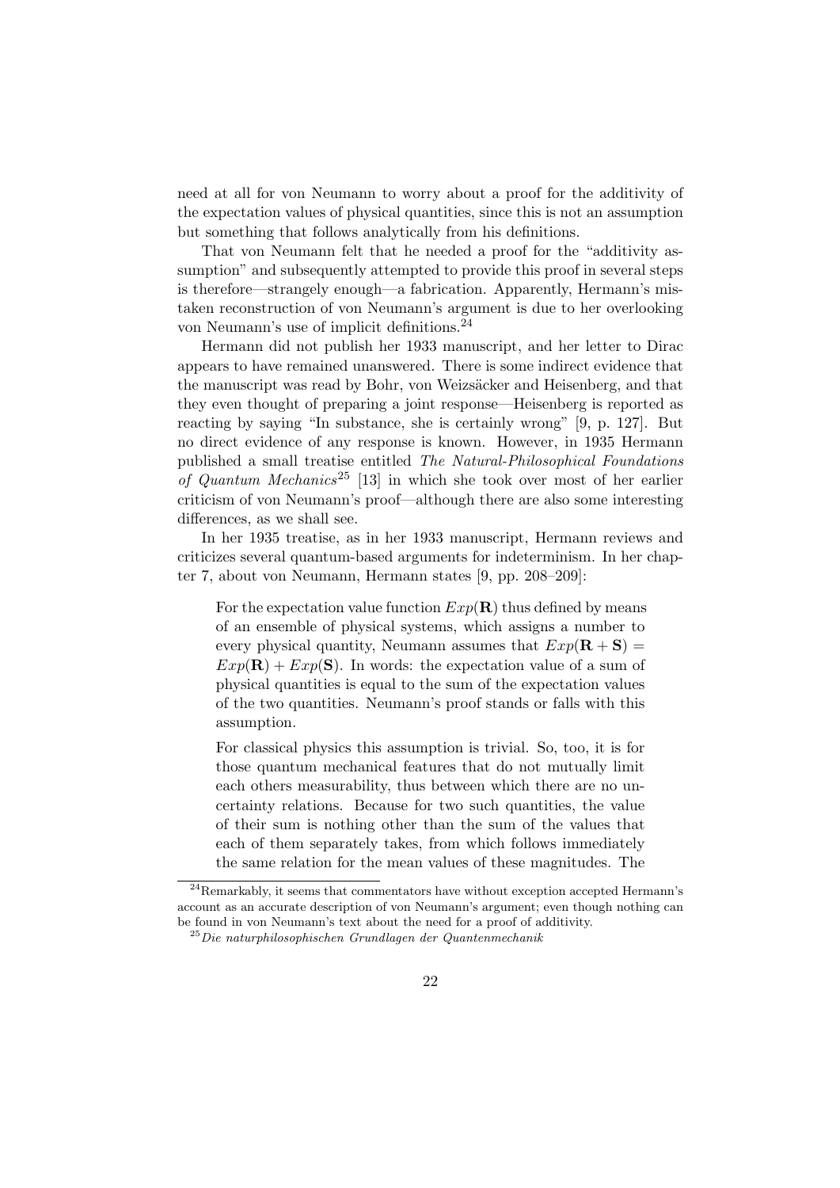need at all for von Neumann to worry about a proof for the additivity of the expectation values of physical quantities, since this is not an assumption but something that follows analytically from his definitions.

That von Neumann felt that he needed a proof for the "additivity assumption" and subsequently attempted to provide this proof in several steps is therefore—strangely enough—a fabrication. Apparently, Hermann's mistaken reconstruction of von Neumann's argument is due to her overlooking von Neumann's use of implicit definitions.[24]

Hermann did not publish her 1933 manuscript, and her letter to Dirac appears to have remained unanswered. There is some indirect evidence that the manuscript was read by Bohr, von Weizsäcker and Heisenberg, and that they even thought of preparing a joint response—Heisenberg is reported as reacting by saying "In substance, she is certainly wrong" [9, p. 127]. But no direct evidence of any response is known. However, in 1935 Hermann published a small treatise entitled *The Natural-Philosophical Foundations of Quantum Mechanics*[25] [13] in which she took over most of her earlier criticism of von Neumann's proof—although there are also some interesting differences, as we shall see.

In her 1935 treatise, as in her 1933 manuscript, Hermann reviews and criticizes several quantum-based arguments for indeterminism. In her chapter 7, about von Neumann, Hermann states [9, pp. 208–209]:

> For the expectation value function $Exp(\mathbf{R})$ thus defined by means of an ensemble of physical systems, which assigns a number to every physical quantity, Neumann assumes that $Exp(\mathbf{R} + \mathbf{S}) = Exp(\mathbf{R}) + Exp(\mathbf{S})$. In words: the expectation value of a sum of physical quantities is equal to the sum of the expectation values of the two quantities. Neumann's proof stands or falls with this assumption.
>
> For classical physics this assumption is trivial. So, too, it is for those quantum mechanical features that do not mutually limit each others measurability, thus between which there are no uncertainty relations. Because for two such quantities, the value of their sum is nothing other than the sum of the values that each of them separately takes, from which follows immediately the same relation for the mean values of these magnitudes. The

[24] Remarkably, it seems that commentators have without exception accepted Hermann's account as an accurate description of von Neumann's argument; even though nothing can be found in von Neumann's text about the need for a proof of additivity.

[25] *Die naturphilosophischen Grundlagen der Quantenmechanik*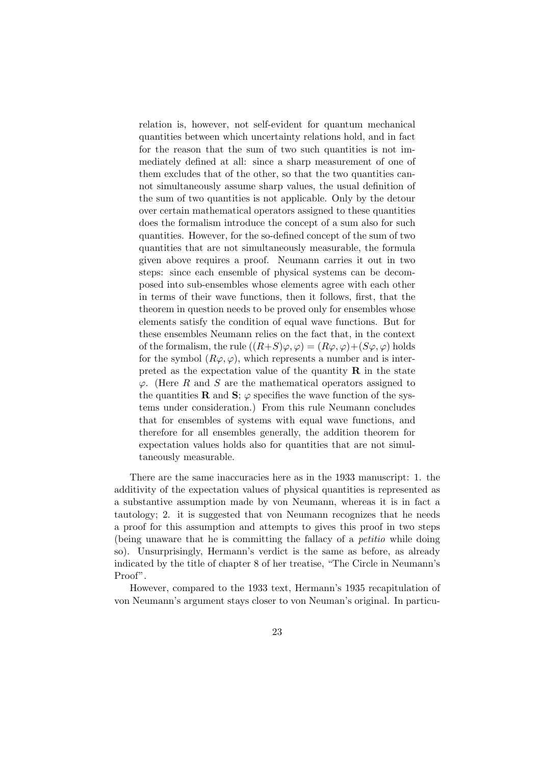> relation is, however, not self-evident for quantum mechanical quantities between which uncertainty relations hold, and in fact for the reason that the sum of two such quantities is not immediately defined at all: since a sharp measurement of one of them excludes that of the other, so that the two quantities cannot simultaneously assume sharp values, the usual definition of the sum of two quantities is not applicable. Only by the detour over certain mathematical operators assigned to these quantities does the formalism introduce the concept of a sum also for such quantities. However, for the so-defined concept of the sum of two quantities that are not simultaneously measurable, the formula given above requires a proof. Neumann carries it out in two steps: since each ensemble of physical systems can be decomposed into sub-ensembles whose elements agree with each other in terms of their wave functions, then it follows, first, that the theorem in question needs to be proved only for ensembles whose elements satisfy the condition of equal wave functions. But for these ensembles Neumann relies on the fact that, in the context of the formalism, the rule $((R+S)\varphi, \varphi) = (R\varphi, \varphi) + (S\varphi, \varphi)$ holds for the symbol $(R\varphi, \varphi)$, which represents a number and is interpreted as the expectation value of the quantity $\mathbf{R}$ in the state $\varphi$. (Here $R$ and $S$ are the mathematical operators assigned to the quantities $\mathbf{R}$ and $\mathbf{S}$; $\varphi$ specifies the wave function of the systems under consideration.) From this rule Neumann concludes that for ensembles of systems with equal wave functions, and therefore for all ensembles generally, the addition theorem for expectation values holds also for quantities that are not simultaneously measurable.

There are the same inaccuracies here as in the 1933 manuscript: 1. the additivity of the expectation values of physical quantities is represented as a substantive assumption made by von Neumann, whereas it is in fact a tautology; 2. it is suggested that von Neumann recognizes that he needs a proof for this assumption and attempts to gives this proof in two steps (being unaware that he is committing the fallacy of a *petitio* while doing so). Unsurprisingly, Hermann's verdict is the same as before, as already indicated by the title of chapter 8 of her treatise, "The Circle in Neumann's Proof".

However, compared to the 1933 text, Hermann's 1935 recapitulation of von Neumann's argument stays closer to von Neuman's original. In particu-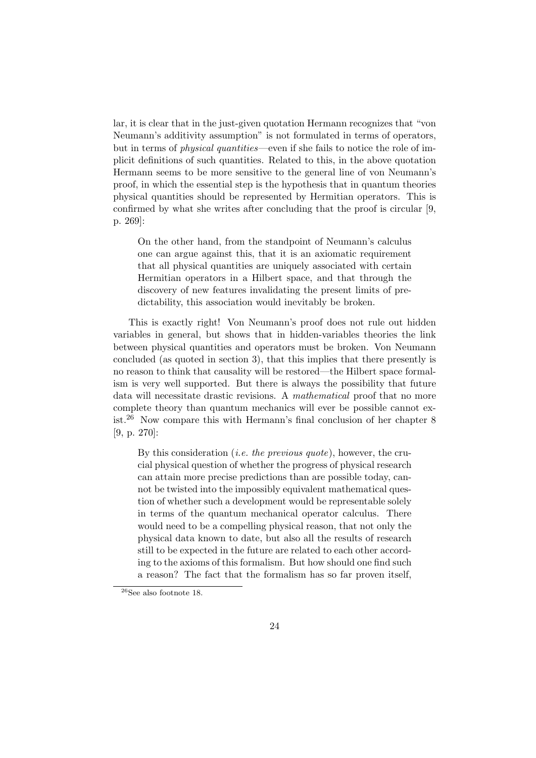lar, it is clear that in the just-given quotation Hermann recognizes that "von Neumann's additivity assumption" is not formulated in terms of operators, but in terms of *physical quantities*—even if she fails to notice the role of implicit definitions of such quantities. Related to this, in the above quotation Hermann seems to be more sensitive to the general line of von Neumann's proof, in which the essential step is the hypothesis that in quantum theories physical quantities should be represented by Hermitian operators. This is confirmed by what she writes after concluding that the proof is circular [9, p. 269]:

> On the other hand, from the standpoint of Neumann's calculus one can argue against this, that it is an axiomatic requirement that all physical quantities are uniquely associated with certain Hermitian operators in a Hilbert space, and that through the discovery of new features invalidating the present limits of predictability, this association would inevitably be broken.

This is exactly right! Von Neumann's proof does not rule out hidden variables in general, but shows that in hidden-variables theories the link between physical quantities and operators must be broken. Von Neumann concluded (as quoted in section 3), that this implies that there presently is no reason to think that causality will be restored—the Hilbert space formalism is very well supported. But there is always the possibility that future data will necessitate drastic revisions. A *mathematical* proof that no more complete theory than quantum mechanics will ever be possible cannot exist.[26] Now compare this with Hermann's final conclusion of her chapter 8 [9, p. 270]:

> By this consideration (*i.e. the previous quote*), however, the crucial physical question of whether the progress of physical research can attain more precise predictions than are possible today, cannot be twisted into the impossibly equivalent mathematical question of whether such a development would be representable solely in terms of the quantum mechanical operator calculus. There would need to be a compelling physical reason, that not only the physical data known to date, but also all the results of research still to be expected in the future are related to each other according to the axioms of this formalism. But how should one find such a reason? The fact that the formalism has so far proven itself,

[26] See also footnote 18.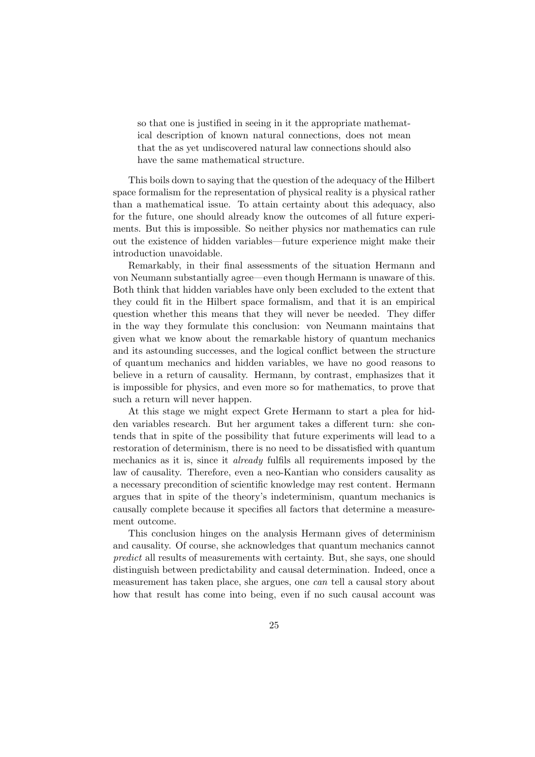> so that one is justified in seeing in it the appropriate mathematical description of known natural connections, does not mean that the as yet undiscovered natural law connections should also have the same mathematical structure.

This boils down to saying that the question of the adequacy of the Hilbert space formalism for the representation of physical reality is a physical rather than a mathematical issue. To attain certainty about this adequacy, also for the future, one should already know the outcomes of all future experiments. But this is impossible. So neither physics nor mathematics can rule out the existence of hidden variables—future experience might make their introduction unavoidable.

Remarkably, in their final assessments of the situation Hermann and von Neumann substantially agree—even though Hermann is unaware of this. Both think that hidden variables have only been excluded to the extent that they could fit in the Hilbert space formalism, and that it is an empirical question whether this means that they will never be needed. They differ in the way they formulate this conclusion: von Neumann maintains that given what we know about the remarkable history of quantum mechanics and its astounding successes, and the logical conflict between the structure of quantum mechanics and hidden variables, we have no good reasons to believe in a return of causality. Hermann, by contrast, emphasizes that it is impossible for physics, and even more so for mathematics, to prove that such a return will never happen.

At this stage we might expect Grete Hermann to start a plea for hidden variables research. But her argument takes a different turn: she contends that in spite of the possibility that future experiments will lead to a restoration of determinism, there is no need to be dissatisfied with quantum mechanics as it is, since it *already* fulfils all requirements imposed by the law of causality. Therefore, even a neo-Kantian who considers causality as a necessary precondition of scientific knowledge may rest content. Hermann argues that in spite of the theory's indeterminism, quantum mechanics is causally complete because it specifies all factors that determine a measurement outcome.

This conclusion hinges on the analysis Hermann gives of determinism and causality. Of course, she acknowledges that quantum mechanics cannot *predict* all results of measurements with certainty. But, she says, one should distinguish between predictability and causal determination. Indeed, once a measurement has taken place, she argues, one *can* tell a causal story about how that result has come into being, even if no such causal account was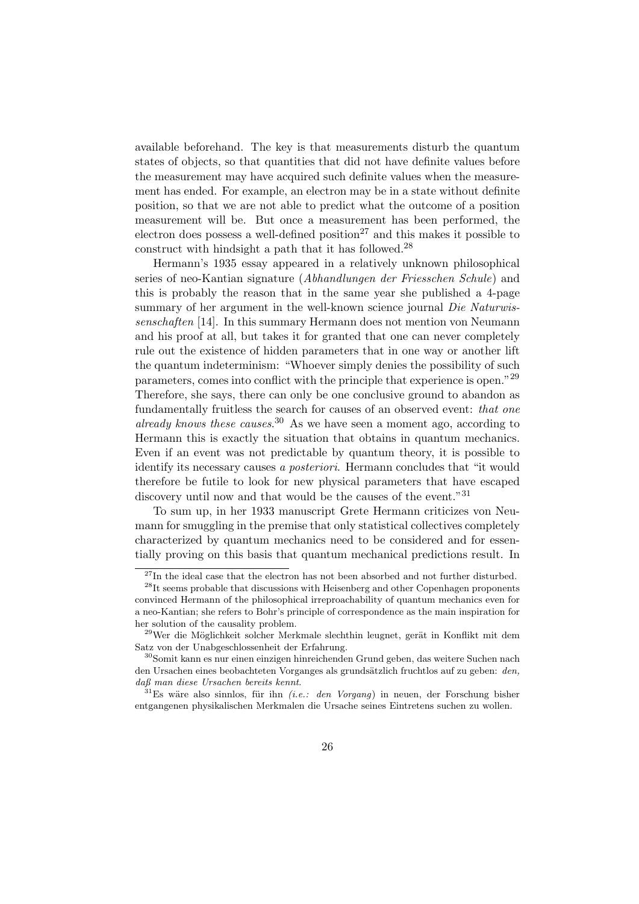available beforehand. The key is that measurements disturb the quantum states of objects, so that quantities that did not have definite values before the measurement may have acquired such definite values when the measurement has ended. For example, an electron may be in a state without definite position, so that we are not able to predict what the outcome of a position measurement will be. But once a measurement has been performed, the electron does possess a well-defined position[27] and this makes it possible to construct with hindsight a path that it has followed.[28]

Hermann's 1935 essay appeared in a relatively unknown philosophical series of neo-Kantian signature (*Abhandlungen der Friesschen Schule*) and this is probably the reason that in the same year she published a 4-page summary of her argument in the well-known science journal *Die Naturwissenschaften* [14]. In this summary Hermann does not mention von Neumann and his proof at all, but takes it for granted that one can never completely rule out the existence of hidden parameters that in one way or another lift the quantum indeterminism: "Whoever simply denies the possibility of such parameters, comes into conflict with the principle that experience is open."[29] Therefore, she says, there can only be one conclusive ground to abandon as fundamentally fruitless the search for causes of an observed event: *that one already knows these causes*.[30] As we have seen a moment ago, according to Hermann this is exactly the situation that obtains in quantum mechanics. Even if an event was not predictable by quantum theory, it is possible to identify its necessary causes *a posteriori*. Hermann concludes that "it would therefore be futile to look for new physical parameters that have escaped discovery until now and that would be the causes of the event."[31]

To sum up, in her 1933 manuscript Grete Hermann criticizes von Neumann for smuggling in the premise that only statistical collectives completely characterized by quantum mechanics need to be considered and for essentially proving on this basis that quantum mechanical predictions result. In

---

[27] In the ideal case that the electron has not been absorbed and not further disturbed.

[28] It seems probable that discussions with Heisenberg and other Copenhagen proponents convinced Hermann of the philosophical irreproachability of quantum mechanics even for a neo-Kantian; she refers to Bohr's principle of correspondence as the main inspiration for her solution of the causality problem.

[29] Wer die Möglichkeit solcher Merkmale slechthin leugnet, gerät in Konflikt mit dem Satz von der Unabgeschlossenheit der Erfahrung.

[30] Somit kann es nur einen einzigen hinreichenden Grund geben, das weitere Suchen nach den Ursachen eines beobachteten Vorganges als grundsätzlich fruchtlos auf zu geben: *den, daß man diese Ursachen bereits kennt*.

[31] Es wäre also sinnlos, für ihn *(i.e.: den Vorgang)* in neuen, der Forschung bisher entgangenen physikalischen Merkmalen die Ursache seines Eintretens suchen zu wollen.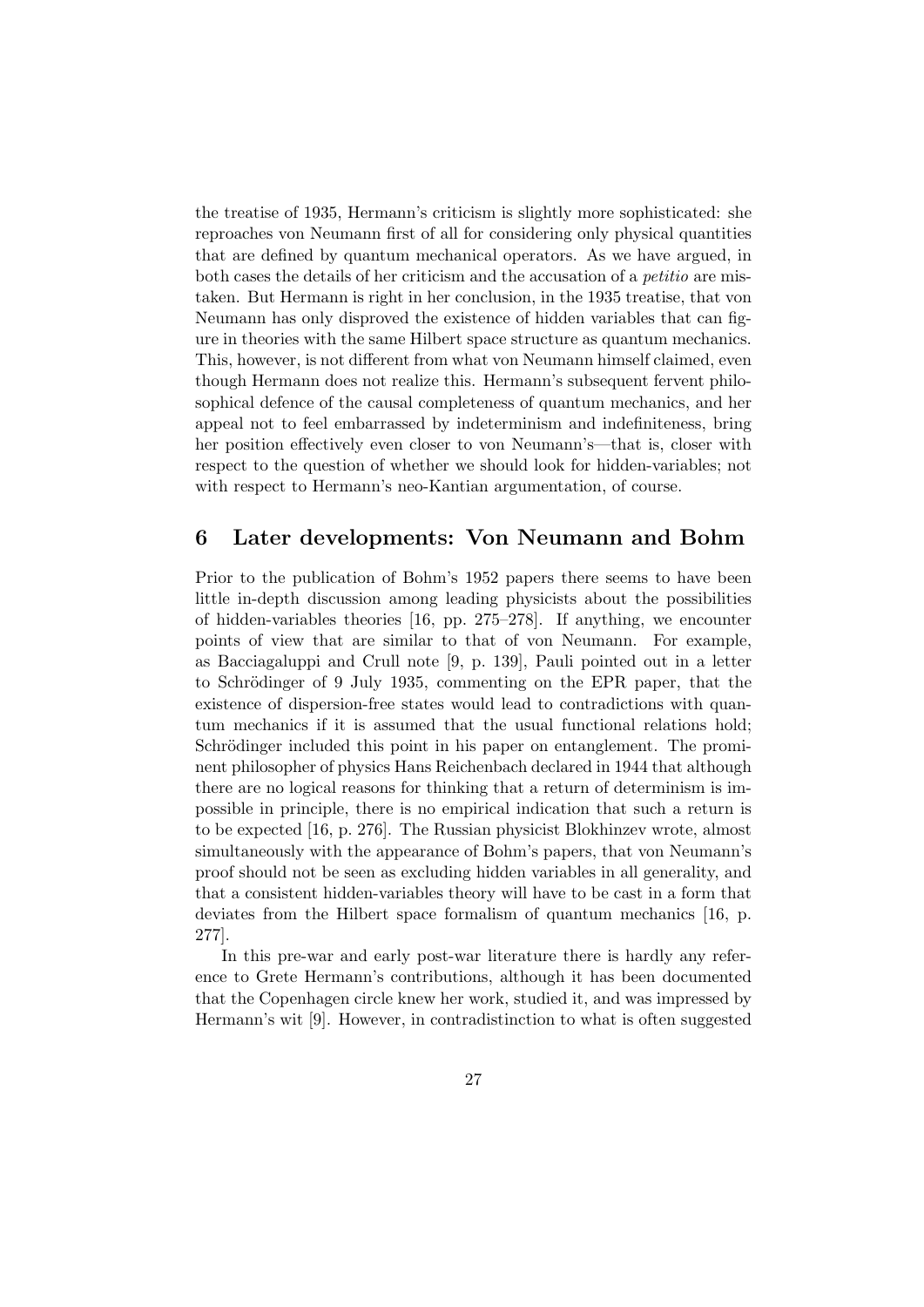the treatise of 1935, Hermann's criticism is slightly more sophisticated: she reproaches von Neumann first of all for considering only physical quantities that are defined by quantum mechanical operators. As we have argued, in both cases the details of her criticism and the accusation of a *petitio* are mistaken. But Hermann is right in her conclusion, in the 1935 treatise, that von Neumann has only disproved the existence of hidden variables that can figure in theories with the same Hilbert space structure as quantum mechanics. This, however, is not different from what von Neumann himself claimed, even though Hermann does not realize this. Hermann's subsequent fervent philosophical defence of the causal completeness of quantum mechanics, and her appeal not to feel embarrassed by indeterminism and indefiniteness, bring her position effectively even closer to von Neumann's—that is, closer with respect to the question of whether we should look for hidden-variables; not with respect to Hermann's neo-Kantian argumentation, of course.

## 6 Later developments: Von Neumann and Bohm

Prior to the publication of Bohm's 1952 papers there seems to have been little in-depth discussion among leading physicists about the possibilities of hidden-variables theories [16, pp. 275–278]. If anything, we encounter points of view that are similar to that of von Neumann. For example, as Bacciagaluppi and Crull note [9, p. 139], Pauli pointed out in a letter to Schrödinger of 9 July 1935, commenting on the EPR paper, that the existence of dispersion-free states would lead to contradictions with quantum mechanics if it is assumed that the usual functional relations hold; Schrödinger included this point in his paper on entanglement. The prominent philosopher of physics Hans Reichenbach declared in 1944 that although there are no logical reasons for thinking that a return of determinism is impossible in principle, there is no empirical indication that such a return is to be expected [16, p. 276]. The Russian physicist Blokhinzev wrote, almost simultaneously with the appearance of Bohm's papers, that von Neumann's proof should not be seen as excluding hidden variables in all generality, and that a consistent hidden-variables theory will have to be cast in a form that deviates from the Hilbert space formalism of quantum mechanics [16, p. 277].

In this pre-war and early post-war literature there is hardly any reference to Grete Hermann's contributions, although it has been documented that the Copenhagen circle knew her work, studied it, and was impressed by Hermann's wit [9]. However, in contradistinction to what is often suggested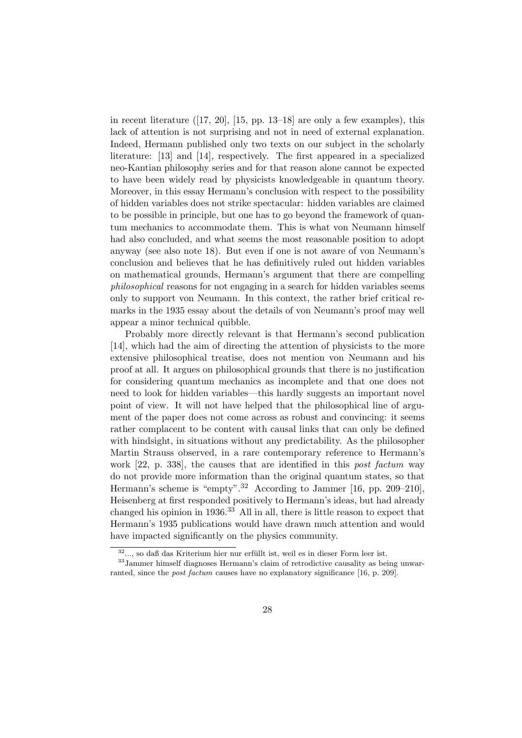in recent literature ([17, 20], [15, pp. 13–18] are only a few examples), this lack of attention is not surprising and not in need of external explanation. Indeed, Hermann published only two texts on our subject in the scholarly literature: [13] and [14], respectively. The first appeared in a specialized neo-Kantian philosophy series and for that reason alone cannot be expected to have been widely read by physicists knowledgeable in quantum theory. Moreover, in this essay Hermann's conclusion with respect to the possibility of hidden variables does not strike spectacular: hidden variables are claimed to be possible in principle, but one has to go beyond the framework of quantum mechanics to accommodate them. This is what von Neumann himself had also concluded, and what seems the most reasonable position to adopt anyway (see also note 18). But even if one is not aware of von Neumann's conclusion and believes that he has definitively ruled out hidden variables on mathematical grounds, Hermann's argument that there are compelling *philosophical* reasons for not engaging in a search for hidden variables seems only to support von Neumann. In this context, the rather brief critical remarks in the 1935 essay about the details of von Neumann's proof may well appear a minor technical quibble.

Probably more directly relevant is that Hermann's second publication [14], which had the aim of directing the attention of physicists to the more extensive philosophical treatise, does not mention von Neumann and his proof at all. It argues on philosophical grounds that there is no justification for considering quantum mechanics as incomplete and that one does not need to look for hidden variables—this hardly suggests an important novel point of view. It will not have helped that the philosophical line of argument of the paper does not come across as robust and convincing: it seems rather complacent to be content with causal links that can only be defined with hindsight, in situations without any predictability. As the philosopher Martin Strauss observed, in a rare contemporary reference to Hermann's work [22, p. 338], the causes that are identified in this *post factum* way do not provide more information than the original quantum states, so that Hermann's scheme is "empty".[32] According to Jammer [16, pp. 209–210], Heisenberg at first responded positively to Hermann's ideas, but had already changed his opinion in 1936.[33] All in all, there is little reason to expect that Hermann's 1935 publications would have drawn much attention and would have impacted significantly on the physics community.

---

[32] ..., so daß das Kriterium hier nur erfüllt ist, weil es in dieser Form leer ist.

[33] Jammer himself diagnoses Hermann's claim of retrodictive causality as being unwarranted, since the *post factum* causes have no explanatory significance [16, p. 209].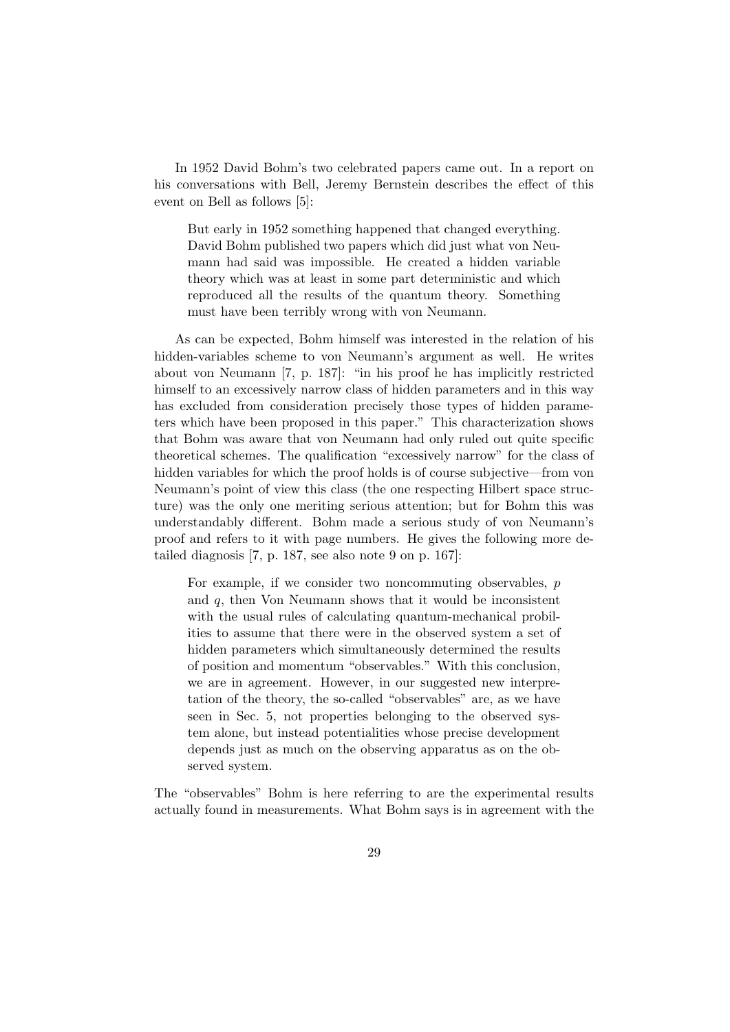In 1952 David Bohm's two celebrated papers came out. In a report on his conversations with Bell, Jeremy Bernstein describes the effect of this event on Bell as follows [5]:

> But early in 1952 something happened that changed everything. David Bohm published two papers which did just what von Neumann had said was impossible. He created a hidden variable theory which was at least in some part deterministic and which reproduced all the results of the quantum theory. Something must have been terribly wrong with von Neumann.

As can be expected, Bohm himself was interested in the relation of his hidden-variables scheme to von Neumann's argument as well. He writes about von Neumann [7, p. 187]: "in his proof he has implicitly restricted himself to an excessively narrow class of hidden parameters and in this way has excluded from consideration precisely those types of hidden parameters which have been proposed in this paper." This characterization shows that Bohm was aware that von Neumann had only ruled out quite specific theoretical schemes. The qualification "excessively narrow" for the class of hidden variables for which the proof holds is of course subjective—from von Neumann's point of view this class (the one respecting Hilbert space structure) was the only one meriting serious attention; but for Bohm this was understandably different. Bohm made a serious study of von Neumann's proof and refers to it with page numbers. He gives the following more detailed diagnosis [7, p. 187, see also note 9 on p. 167]:

> For example, if we consider two noncommuting observables, $p$ and $q$, then Von Neumann shows that it would be inconsistent with the usual rules of calculating quantum-mechanical probilities to assume that there were in the observed system a set of hidden parameters which simultaneously determined the results of position and momentum "observables." With this conclusion, we are in agreement. However, in our suggested new interpretation of the theory, the so-called "observables" are, as we have seen in Sec. 5, not properties belonging to the observed system alone, but instead potentialities whose precise development depends just as much on the observing apparatus as on the observed system.

The "observables" Bohm is here referring to are the experimental results actually found in measurements. What Bohm says is in agreement with the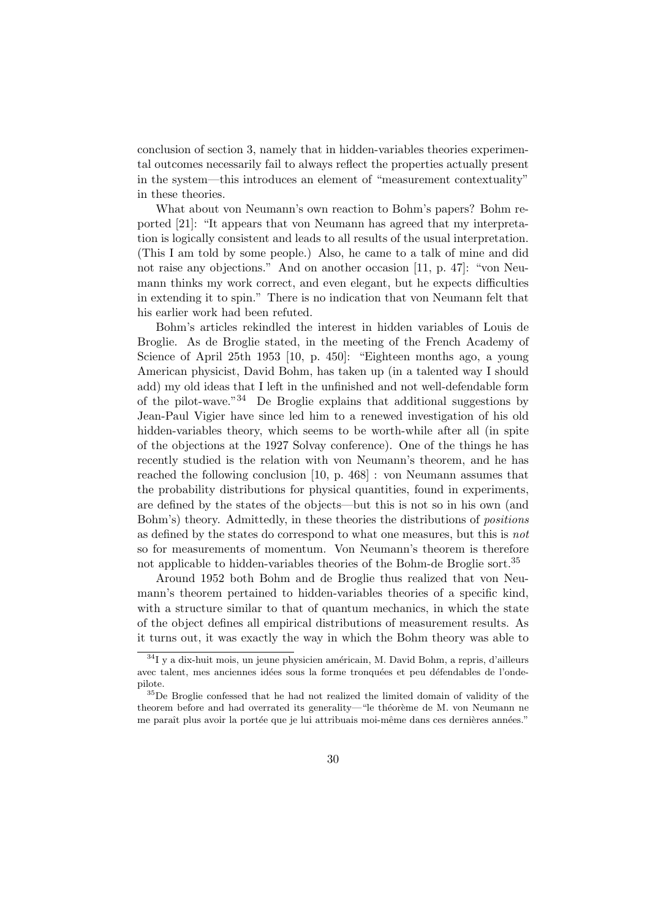conclusion of section 3, namely that in hidden-variables theories experimental outcomes necessarily fail to always reflect the properties actually present in the system—this introduces an element of "measurement contextuality" in these theories.

What about von Neumann's own reaction to Bohm's papers? Bohm reported [21]: "It appears that von Neumann has agreed that my interpretation is logically consistent and leads to all results of the usual interpretation. (This I am told by some people.) Also, he came to a talk of mine and did not raise any objections." And on another occasion [11, p. 47]: "von Neumann thinks my work correct, and even elegant, but he expects difficulties in extending it to spin." There is no indication that von Neumann felt that his earlier work had been refuted.

Bohm's articles rekindled the interest in hidden variables of Louis de Broglie. As de Broglie stated, in the meeting of the French Academy of Science of April 25th 1953 [10, p. 450]: "Eighteen months ago, a young American physicist, David Bohm, has taken up (in a talented way I should add) my old ideas that I left in the unfinished and not well-defendable form of the pilot-wave."[34] De Broglie explains that additional suggestions by Jean-Paul Vigier have since led him to a renewed investigation of his old hidden-variables theory, which seems to be worth-while after all (in spite of the objections at the 1927 Solvay conference). One of the things he has recently studied is the relation with von Neumann's theorem, and he has reached the following conclusion [10, p. 468] : von Neumann assumes that the probability distributions for physical quantities, found in experiments, are defined by the states of the objects—but this is not so in his own (and Bohm's) theory. Admittedly, in these theories the distributions of *positions* as defined by the states do correspond to what one measures, but this is *not* so for measurements of momentum. Von Neumann's theorem is therefore not applicable to hidden-variables theories of the Bohm-de Broglie sort.[35]

Around 1952 both Bohm and de Broglie thus realized that von Neumann's theorem pertained to hidden-variables theories of a specific kind, with a structure similar to that of quantum mechanics, in which the state of the object defines all empirical distributions of measurement results. As it turns out, it was exactly the way in which the Bohm theory was able to

[34] I y a dix-huit mois, un jeune physicien américain, M. David Bohm, a repris, d'ailleurs avec talent, mes anciennes idées sous la forme tronquées et peu défendables de l'onde-pilote.

[35] De Broglie confessed that he had not realized the limited domain of validity of the theorem before and had overrated its generality—"le théorème de M. von Neumann ne me paraît plus avoir la portée que je lui attribuais moi-même dans ces dernières années."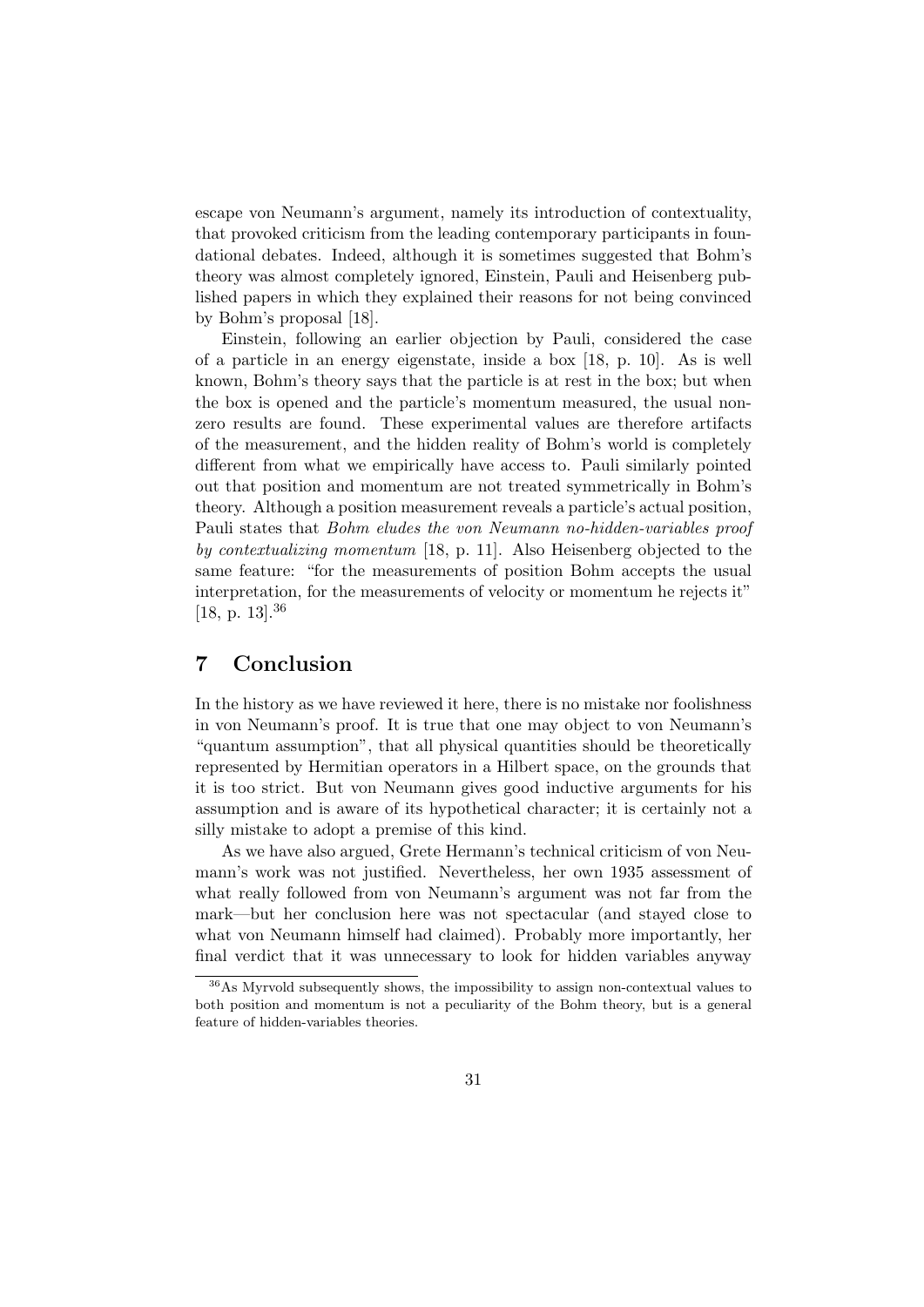escape von Neumann's argument, namely its introduction of contextuality, that provoked criticism from the leading contemporary participants in foundational debates. Indeed, although it is sometimes suggested that Bohm's theory was almost completely ignored, Einstein, Pauli and Heisenberg published papers in which they explained their reasons for not being convinced by Bohm's proposal [18].

Einstein, following an earlier objection by Pauli, considered the case of a particle in an energy eigenstate, inside a box [18, p. 10]. As is well known, Bohm's theory says that the particle is at rest in the box; but when the box is opened and the particle's momentum measured, the usual nonzero results are found. These experimental values are therefore artifacts of the measurement, and the hidden reality of Bohm's world is completely different from what we empirically have access to. Pauli similarly pointed out that position and momentum are not treated symmetrically in Bohm's theory. Although a position measurement reveals a particle's actual position, Pauli states that *Bohm eludes the von Neumann no-hidden-variables proof by contextualizing momentum* [18, p. 11]. Also Heisenberg objected to the same feature: "for the measurements of position Bohm accepts the usual interpretation, for the measurements of velocity or momentum he rejects it" [18, p. 13].[36]

## 7 Conclusion

In the history as we have reviewed it here, there is no mistake nor foolishness in von Neumann's proof. It is true that one may object to von Neumann's "quantum assumption", that all physical quantities should be theoretically represented by Hermitian operators in a Hilbert space, on the grounds that it is too strict. But von Neumann gives good inductive arguments for his assumption and is aware of its hypothetical character; it is certainly not a silly mistake to adopt a premise of this kind.

As we have also argued, Grete Hermann's technical criticism of von Neumann's work was not justified. Nevertheless, her own 1935 assessment of what really followed from von Neumann's argument was not far from the mark—but her conclusion here was not spectacular (and stayed close to what von Neumann himself had claimed). Probably more importantly, her final verdict that it was unnecessary to look for hidden variables anyway

[36] As Myrvold subsequently shows, the impossibility to assign non-contextual values to both position and momentum is not a peculiarity of the Bohm theory, but is a general feature of hidden-variables theories.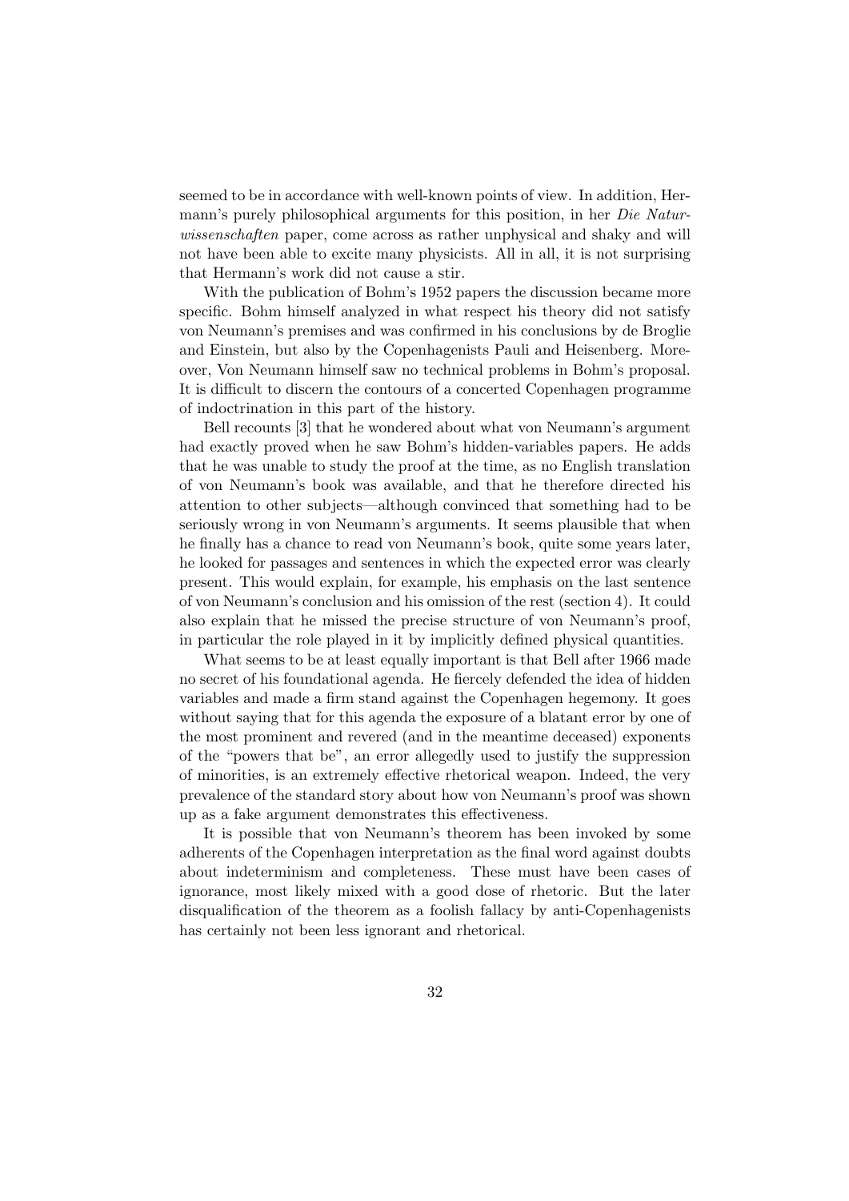seemed to be in accordance with well-known points of view. In addition, Hermann's purely philosophical arguments for this position, in her *Die Naturwissenschaften* paper, come across as rather unphysical and shaky and will not have been able to excite many physicists. All in all, it is not surprising that Hermann's work did not cause a stir.

With the publication of Bohm's 1952 papers the discussion became more specific. Bohm himself analyzed in what respect his theory did not satisfy von Neumann's premises and was confirmed in his conclusions by de Broglie and Einstein, but also by the Copenhagenists Pauli and Heisenberg. Moreover, Von Neumann himself saw no technical problems in Bohm's proposal. It is difficult to discern the contours of a concerted Copenhagen programme of indoctrination in this part of the history.

Bell recounts [3] that he wondered about what von Neumann's argument had exactly proved when he saw Bohm's hidden-variables papers. He adds that he was unable to study the proof at the time, as no English translation of von Neumann's book was available, and that he therefore directed his attention to other subjects—although convinced that something had to be seriously wrong in von Neumann's arguments. It seems plausible that when he finally has a chance to read von Neumann's book, quite some years later, he looked for passages and sentences in which the expected error was clearly present. This would explain, for example, his emphasis on the last sentence of von Neumann's conclusion and his omission of the rest (section 4). It could also explain that he missed the precise structure of von Neumann's proof, in particular the role played in it by implicitly defined physical quantities.

What seems to be at least equally important is that Bell after 1966 made no secret of his foundational agenda. He fiercely defended the idea of hidden variables and made a firm stand against the Copenhagen hegemony. It goes without saying that for this agenda the exposure of a blatant error by one of the most prominent and revered (and in the meantime deceased) exponents of the "powers that be", an error allegedly used to justify the suppression of minorities, is an extremely effective rhetorical weapon. Indeed, the very prevalence of the standard story about how von Neumann's proof was shown up as a fake argument demonstrates this effectiveness.

It is possible that von Neumann's theorem has been invoked by some adherents of the Copenhagen interpretation as the final word against doubts about indeterminism and completeness. These must have been cases of ignorance, most likely mixed with a good dose of rhetoric. But the later disqualification of the theorem as a foolish fallacy by anti-Copenhagenists has certainly not been less ignorant and rhetorical.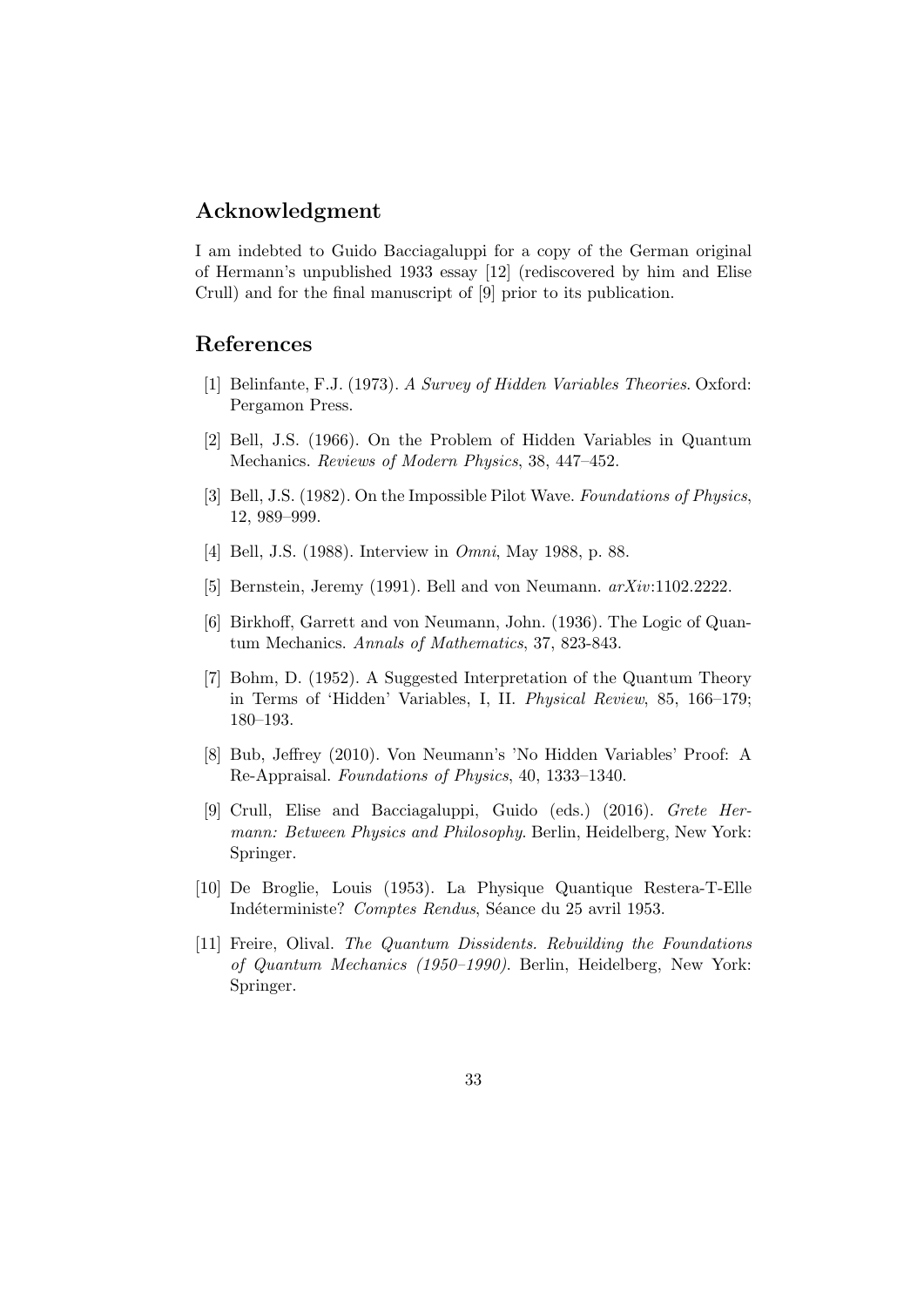## Acknowledgment

I am indebted to Guido Bacciagaluppi for a copy of the German original of Hermann's unpublished 1933 essay [12] (rediscovered by him and Elise Crull) and for the final manuscript of [9] prior to its publication.

## References

[1] Belinfante, F.J. (1973). *A Survey of Hidden Variables Theories*. Oxford: Pergamon Press.

[2] Bell, J.S. (1966). On the Problem of Hidden Variables in Quantum Mechanics. *Reviews of Modern Physics*, 38, 447–452.

[3] Bell, J.S. (1982). On the Impossible Pilot Wave. *Foundations of Physics*, 12, 989–999.

[4] Bell, J.S. (1988). Interview in *Omni*, May 1988, p. 88.

[5] Bernstein, Jeremy (1991). Bell and von Neumann. *arXiv*:1102.2222.

[6] Birkhoff, Garrett and von Neumann, John. (1936). The Logic of Quantum Mechanics. *Annals of Mathematics*, 37, 823-843.

[7] Bohm, D. (1952). A Suggested Interpretation of the Quantum Theory in Terms of 'Hidden' Variables, I, II. *Physical Review*, 85, 166–179; 180–193.

[8] Bub, Jeffrey (2010). Von Neumann's 'No Hidden Variables' Proof: A Re-Appraisal. *Foundations of Physics*, 40, 1333–1340.

[9] Crull, Elise and Bacciagaluppi, Guido (eds.) (2016). *Grete Hermann: Between Physics and Philosophy*. Berlin, Heidelberg, New York: Springer.

[10] De Broglie, Louis (1953). La Physique Quantique Restera-T-Elle Indéterministe? *Comptes Rendus*, Séance du 25 avril 1953.

[11] Freire, Olival. *The Quantum Dissidents. Rebuilding the Foundations of Quantum Mechanics (1950–1990)*. Berlin, Heidelberg, New York: Springer.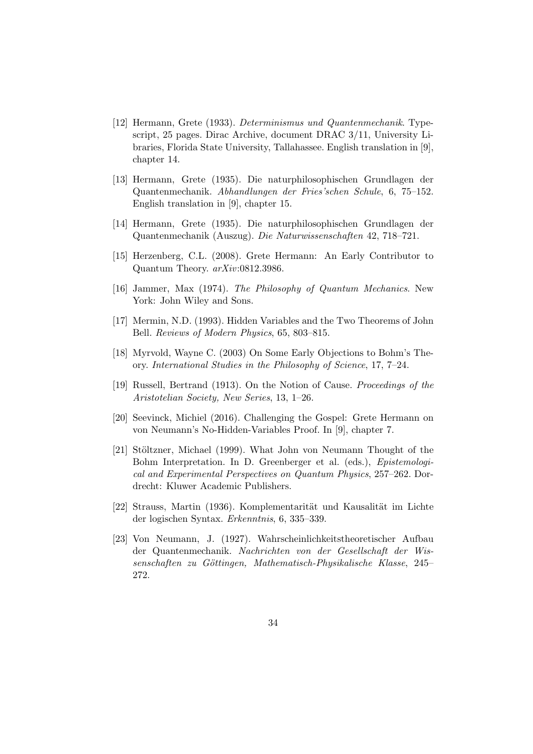[12] Hermann, Grete (1933). *Determinismus und Quantenmechanik*. Typescript, 25 pages. Dirac Archive, document DRAC 3/11, University Libraries, Florida State University, Tallahassee. English translation in [9], chapter 14.

[13] Hermann, Grete (1935). Die naturphilosophischen Grundlagen der Quantenmechanik. *Abhandlungen der Fries'schen Schule*, 6, 75–152. English translation in [9], chapter 15.

[14] Hermann, Grete (1935). Die naturphilosophischen Grundlagen der Quantenmechanik (Auszug). *Die Naturwissenschaften* 42, 718–721.

[15] Herzenberg, C.L. (2008). Grete Hermann: An Early Contributor to Quantum Theory. *arXiv*:0812.3986.

[16] Jammer, Max (1974). *The Philosophy of Quantum Mechanics*. New York: John Wiley and Sons.

[17] Mermin, N.D. (1993). Hidden Variables and the Two Theorems of John Bell. *Reviews of Modern Physics*, 65, 803–815.

[18] Myrvold, Wayne C. (2003) On Some Early Objections to Bohm's Theory. *International Studies in the Philosophy of Science*, 17, 7–24.

[19] Russell, Bertrand (1913). On the Notion of Cause. *Proceedings of the Aristotelian Society, New Series*, 13, 1–26.

[20] Seevinck, Michiel (2016). Challenging the Gospel: Grete Hermann on von Neumann's No-Hidden-Variables Proof. In [9], chapter 7.

[21] Stöltzner, Michael (1999). What John von Neumann Thought of the Bohm Interpretation. In D. Greenberger et al. (eds.), *Epistemological and Experimental Perspectives on Quantum Physics*, 257–262. Dordrecht: Kluwer Academic Publishers.

[22] Strauss, Martin (1936). Komplementarität und Kausalität im Lichte der logischen Syntax. *Erkenntnis*, 6, 335–339.

[23] Von Neumann, J. (1927). Wahrscheinlichkeitstheoretischer Aufbau der Quantenmechanik. *Nachrichten von der Gesellschaft der Wissenschaften zu Göttingen, Mathematisch-Physikalische Klasse*, 245–272.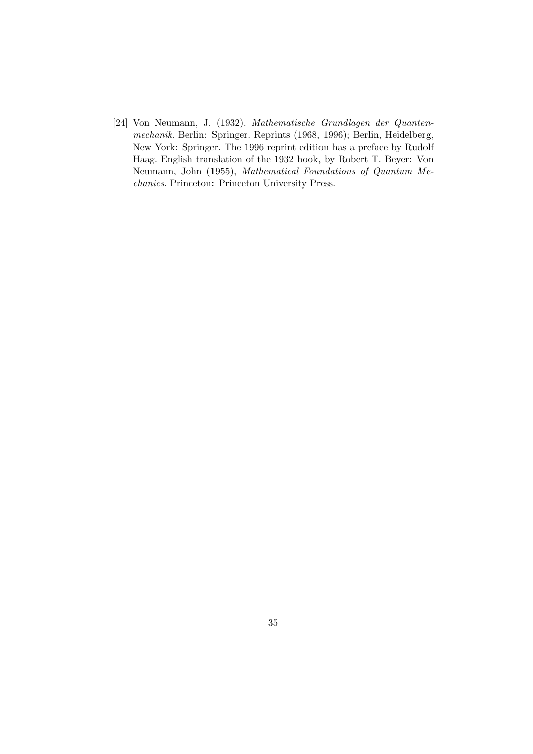[24] Von Neumann, J. (1932). *Mathematische Grundlagen der Quantenmechanik*. Berlin: Springer. Reprints (1968, 1996); Berlin, Heidelberg, New York: Springer. The 1996 reprint edition has a preface by Rudolf Haag. English translation of the 1932 book, by Robert T. Beyer: Von Neumann, John (1955), *Mathematical Foundations of Quantum Mechanics*. Princeton: Princeton University Press.